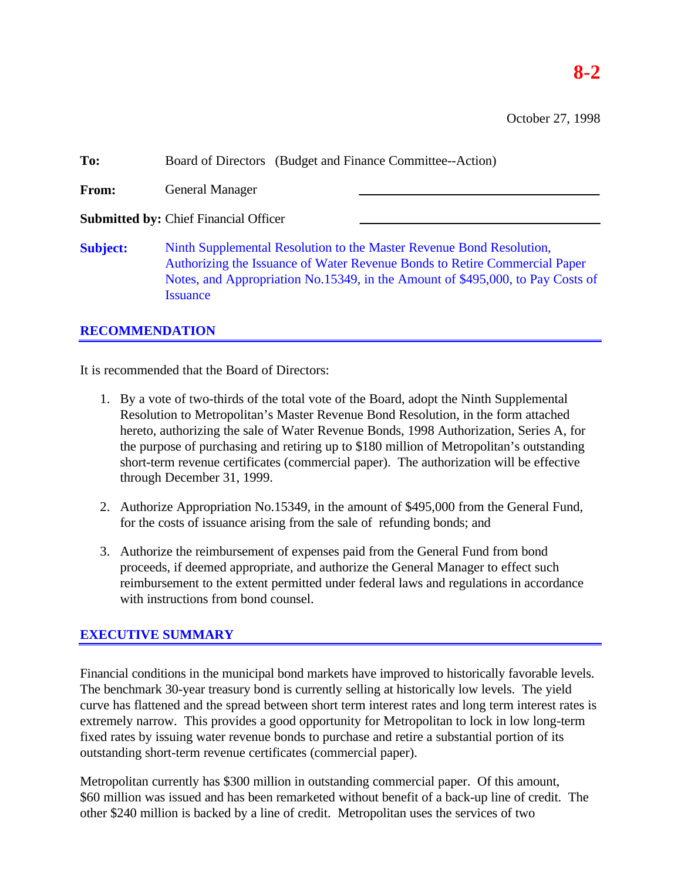**8-2**

October 27, 1998

**To:** Board of Directors (Budget and Finance Committee--Action)

**From:** General Manager

**Submitted by:** Chief Financial Officer

**Subject:** Ninth Supplemental Resolution to the Master Revenue Bond Resolution, Authorizing the Issuance of Water Revenue Bonds to Retire Commercial Paper Notes, and Appropriation No.15349, in the Amount of $495,000, to Pay Costs of Issuance

## RECOMMENDATION

It is recommended that the Board of Directors:

1. By a vote of two-thirds of the total vote of the Board, adopt the Ninth Supplemental Resolution to Metropolitan's Master Revenue Bond Resolution, in the form attached hereto, authorizing the sale of Water Revenue Bonds, 1998 Authorization, Series A, for the purpose of purchasing and retiring up to $180 million of Metropolitan's outstanding short-term revenue certificates (commercial paper). The authorization will be effective through December 31, 1999.

2. Authorize Appropriation No.15349, in the amount of $495,000 from the General Fund, for the costs of issuance arising from the sale of refunding bonds; and

3. Authorize the reimbursement of expenses paid from the General Fund from bond proceeds, if deemed appropriate, and authorize the General Manager to effect such reimbursement to the extent permitted under federal laws and regulations in accordance with instructions from bond counsel.

## EXECUTIVE SUMMARY

Financial conditions in the municipal bond markets have improved to historically favorable levels. The benchmark 30-year treasury bond is currently selling at historically low levels. The yield curve has flattened and the spread between short term interest rates and long term interest rates is extremely narrow. This provides a good opportunity for Metropolitan to lock in low long-term fixed rates by issuing water revenue bonds to purchase and retire a substantial portion of its outstanding short-term revenue certificates (commercial paper).

Metropolitan currently has $300 million in outstanding commercial paper. Of this amount, $60 million was issued and has been remarketed without benefit of a back-up line of credit. The other $240 million is backed by a line of credit. Metropolitan uses the services of two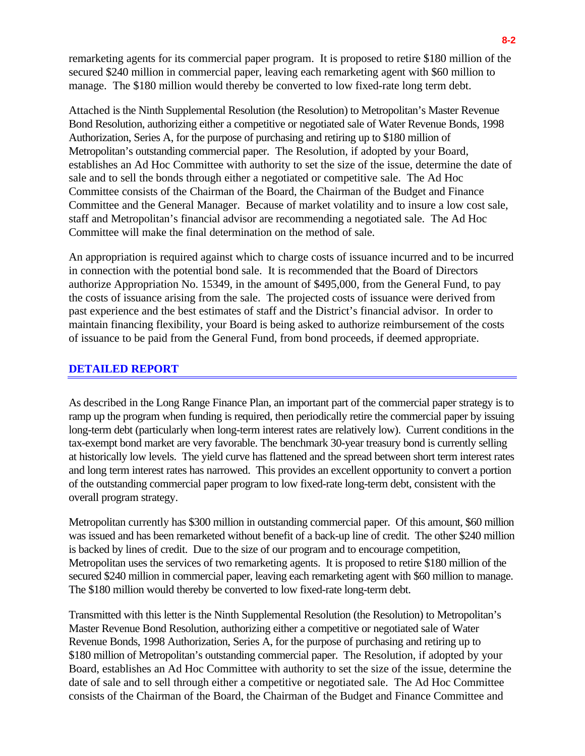remarketing agents for its commercial paper program. It is proposed to retire $180 million of the secured $240 million in commercial paper, leaving each remarketing agent with $60 million to manage. The $180 million would thereby be converted to low fixed-rate long term debt.

Attached is the Ninth Supplemental Resolution (the Resolution) to Metropolitan's Master Revenue Bond Resolution, authorizing either a competitive or negotiated sale of Water Revenue Bonds, 1998 Authorization, Series A, for the purpose of purchasing and retiring up to $180 million of Metropolitan's outstanding commercial paper. The Resolution, if adopted by your Board, establishes an Ad Hoc Committee with authority to set the size of the issue, determine the date of sale and to sell the bonds through either a negotiated or competitive sale. The Ad Hoc Committee consists of the Chairman of the Board, the Chairman of the Budget and Finance Committee and the General Manager. Because of market volatility and to insure a low cost sale, staff and Metropolitan's financial advisor are recommending a negotiated sale. The Ad Hoc Committee will make the final determination on the method of sale.

An appropriation is required against which to charge costs of issuance incurred and to be incurred in connection with the potential bond sale. It is recommended that the Board of Directors authorize Appropriation No. 15349, in the amount of $495,000, from the General Fund, to pay the costs of issuance arising from the sale. The projected costs of issuance were derived from past experience and the best estimates of staff and the District's financial advisor. In order to maintain financing flexibility, your Board is being asked to authorize reimbursement of the costs of issuance to be paid from the General Fund, from bond proceeds, if deemed appropriate.

## DETAILED REPORT

As described in the Long Range Finance Plan, an important part of the commercial paper strategy is to ramp up the program when funding is required, then periodically retire the commercial paper by issuing long-term debt (particularly when long-term interest rates are relatively low). Current conditions in the tax-exempt bond market are very favorable. The benchmark 30-year treasury bond is currently selling at historically low levels. The yield curve has flattened and the spread between short term interest rates and long term interest rates has narrowed. This provides an excellent opportunity to convert a portion of the outstanding commercial paper program to low fixed-rate long-term debt, consistent with the overall program strategy.

Metropolitan currently has $300 million in outstanding commercial paper. Of this amount, $60 million was issued and has been remarketed without benefit of a back-up line of credit. The other $240 million is backed by lines of credit. Due to the size of our program and to encourage competition, Metropolitan uses the services of two remarketing agents. It is proposed to retire $180 million of the secured $240 million in commercial paper, leaving each remarketing agent with $60 million to manage. The $180 million would thereby be converted to low fixed-rate long-term debt.

Transmitted with this letter is the Ninth Supplemental Resolution (the Resolution) to Metropolitan's Master Revenue Bond Resolution, authorizing either a competitive or negotiated sale of Water Revenue Bonds, 1998 Authorization, Series A, for the purpose of purchasing and retiring up to $180 million of Metropolitan's outstanding commercial paper. The Resolution, if adopted by your Board, establishes an Ad Hoc Committee with authority to set the size of the issue, determine the date of sale and to sell through either a competitive or negotiated sale. The Ad Hoc Committee consists of the Chairman of the Board, the Chairman of the Budget and Finance Committee and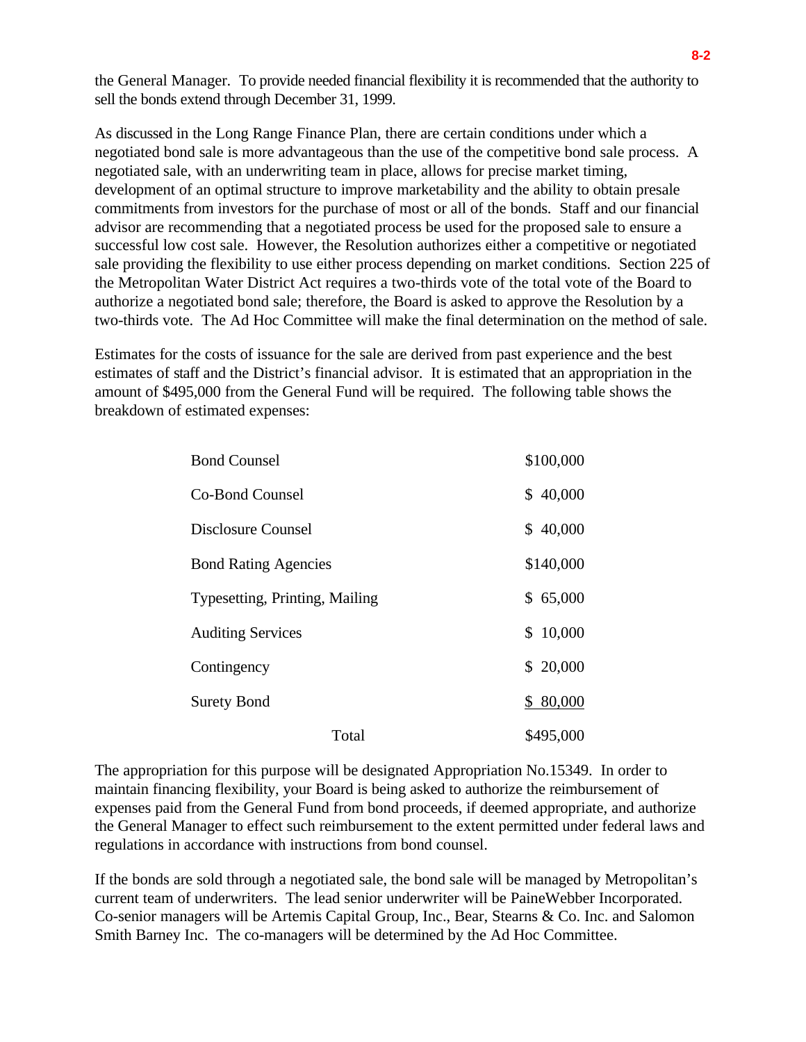the General Manager. To provide needed financial flexibility it is recommended that the authority to sell the bonds extend through December 31, 1999.

As discussed in the Long Range Finance Plan, there are certain conditions under which a negotiated bond sale is more advantageous than the use of the competitive bond sale process. A negotiated sale, with an underwriting team in place, allows for precise market timing, development of an optimal structure to improve marketability and the ability to obtain presale commitments from investors for the purchase of most or all of the bonds. Staff and our financial advisor are recommending that a negotiated process be used for the proposed sale to ensure a successful low cost sale. However, the Resolution authorizes either a competitive or negotiated sale providing the flexibility to use either process depending on market conditions. Section 225 of the Metropolitan Water District Act requires a two-thirds vote of the total vote of the Board to authorize a negotiated bond sale; therefore, the Board is asked to approve the Resolution by a two-thirds vote. The Ad Hoc Committee will make the final determination on the method of sale.

Estimates for the costs of issuance for the sale are derived from past experience and the best estimates of staff and the District's financial advisor. It is estimated that an appropriation in the amount of $495,000 from the General Fund will be required. The following table shows the breakdown of estimated expenses:

| Item | Amount |
|---|---|
| Bond Counsel | $100,000 |
| Co-Bond Counsel | $ 40,000 |
| Disclosure Counsel | $ 40,000 |
| Bond Rating Agencies | $140,000 |
| Typesetting, Printing, Mailing | $ 65,000 |
| Auditing Services | $ 10,000 |
| Contingency | $ 20,000 |
| Surety Bond | $ 80,000 |
| Total | $495,000 |

The appropriation for this purpose will be designated Appropriation No.15349. In order to maintain financing flexibility, your Board is being asked to authorize the reimbursement of expenses paid from the General Fund from bond proceeds, if deemed appropriate, and authorize the General Manager to effect such reimbursement to the extent permitted under federal laws and regulations in accordance with instructions from bond counsel.

If the bonds are sold through a negotiated sale, the bond sale will be managed by Metropolitan's current team of underwriters. The lead senior underwriter will be PaineWebber Incorporated. Co-senior managers will be Artemis Capital Group, Inc., Bear, Stearns & Co. Inc. and Salomon Smith Barney Inc. The co-managers will be determined by the Ad Hoc Committee.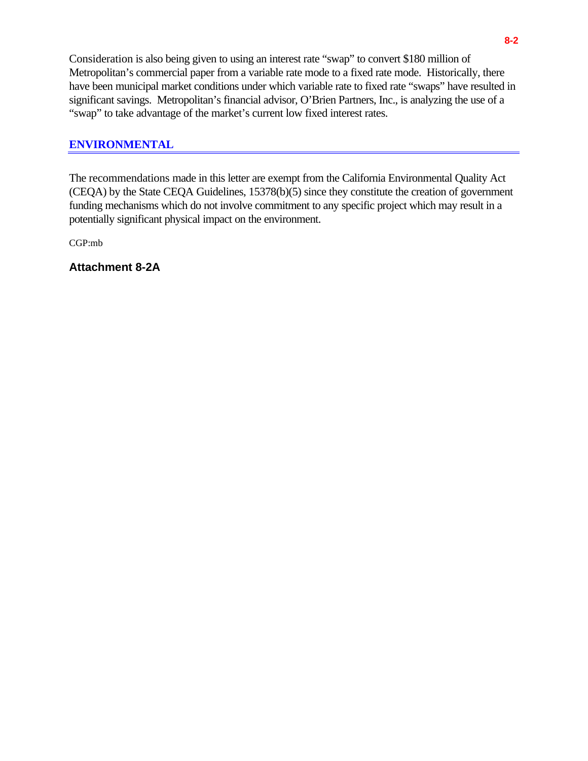Consideration is also being given to using an interest rate "swap" to convert $180 million of Metropolitan's commercial paper from a variable rate mode to a fixed rate mode. Historically, there have been municipal market conditions under which variable rate to fixed rate "swaps" have resulted in significant savings. Metropolitan's financial advisor, O'Brien Partners, Inc., is analyzing the use of a "swap" to take advantage of the market's current low fixed interest rates.

## ENVIRONMENTAL

The recommendations made in this letter are exempt from the California Environmental Quality Act (CEQA) by the State CEQA Guidelines, 15378(b)(5) since they constitute the creation of government funding mechanisms which do not involve commitment to any specific project which may result in a potentially significant physical impact on the environment.

CGP:mb

**Attachment 8-2A**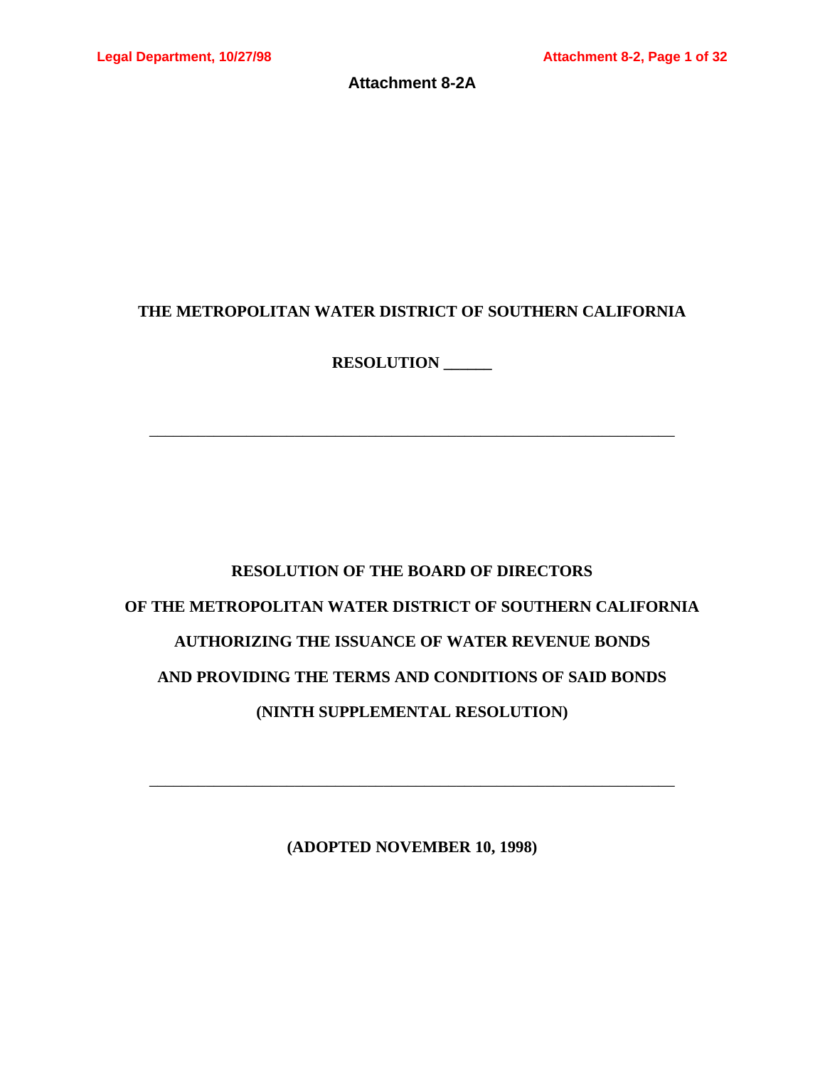**Attachment 8-2A**

# THE METROPOLITAN WATER DISTRICT OF SOUTHERN CALIFORNIA

**RESOLUTION ______**

---

**RESOLUTION OF THE BOARD OF DIRECTORS**

**OF THE METROPOLITAN WATER DISTRICT OF SOUTHERN CALIFORNIA**

**AUTHORIZING THE ISSUANCE OF WATER REVENUE BONDS**

**AND PROVIDING THE TERMS AND CONDITIONS OF SAID BONDS**

**(NINTH SUPPLEMENTAL RESOLUTION)**

---

**(ADOPTED NOVEMBER 10, 1998)**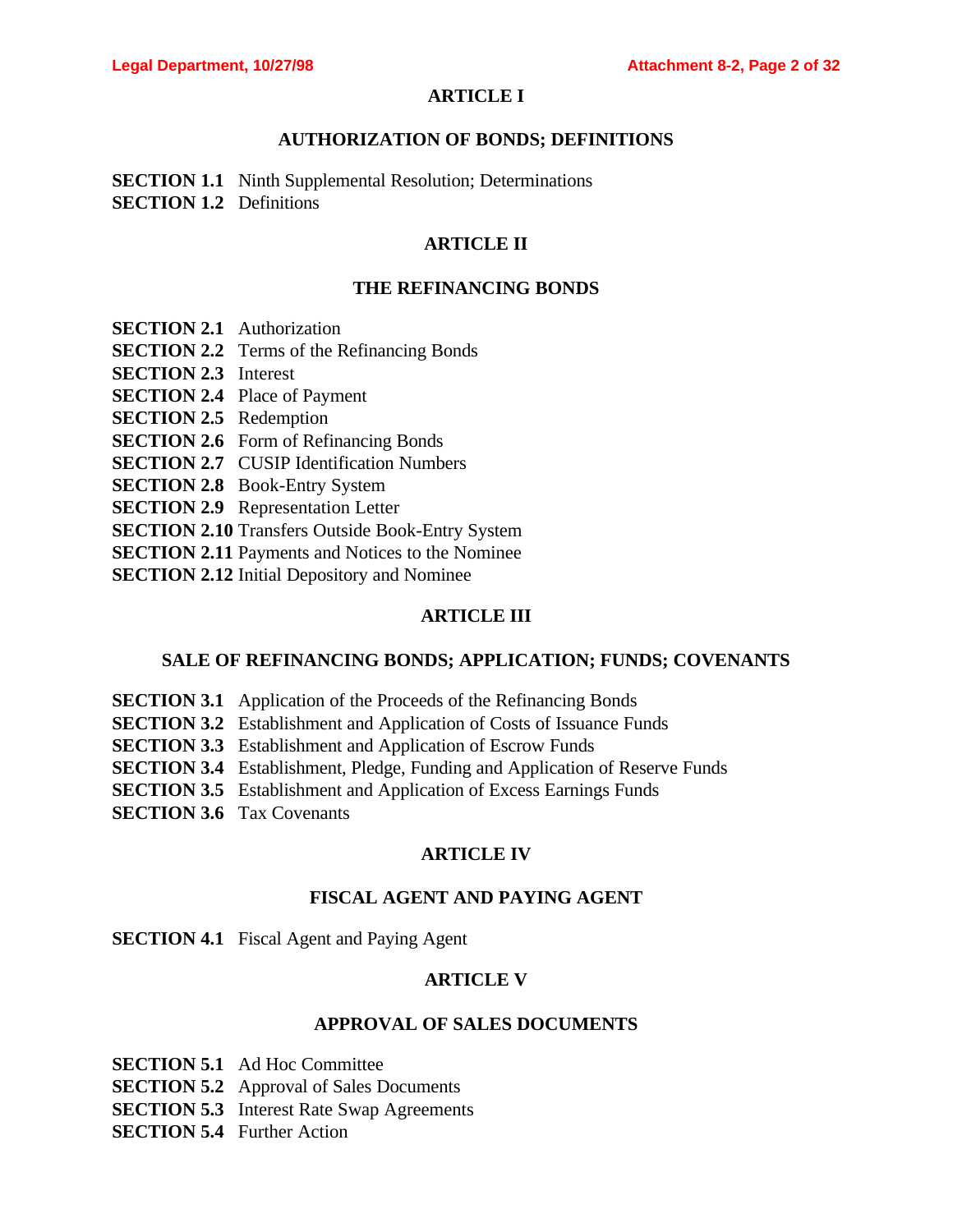## ARTICLE I

## AUTHORIZATION OF BONDS; DEFINITIONS

**SECTION 1.1** Ninth Supplemental Resolution; Determinations
**SECTION 1.2** Definitions

## ARTICLE II

## THE REFINANCING BONDS

**SECTION 2.1** Authorization
**SECTION 2.2** Terms of the Refinancing Bonds
**SECTION 2.3** Interest
**SECTION 2.4** Place of Payment
**SECTION 2.5** Redemption
**SECTION 2.6** Form of Refinancing Bonds
**SECTION 2.7** CUSIP Identification Numbers
**SECTION 2.8** Book-Entry System
**SECTION 2.9** Representation Letter
**SECTION 2.10** Transfers Outside Book-Entry System
**SECTION 2.11** Payments and Notices to the Nominee
**SECTION 2.12** Initial Depository and Nominee

## ARTICLE III

## SALE OF REFINANCING BONDS; APPLICATION; FUNDS; COVENANTS

**SECTION 3.1** Application of the Proceeds of the Refinancing Bonds
**SECTION 3.2** Establishment and Application of Costs of Issuance Funds
**SECTION 3.3** Establishment and Application of Escrow Funds
**SECTION 3.4** Establishment, Pledge, Funding and Application of Reserve Funds
**SECTION 3.5** Establishment and Application of Excess Earnings Funds
**SECTION 3.6** Tax Covenants

## ARTICLE IV

## FISCAL AGENT AND PAYING AGENT

**SECTION 4.1** Fiscal Agent and Paying Agent

## ARTICLE V

## APPROVAL OF SALES DOCUMENTS

**SECTION 5.1** Ad Hoc Committee
**SECTION 5.2** Approval of Sales Documents
**SECTION 5.3** Interest Rate Swap Agreements
**SECTION 5.4** Further Action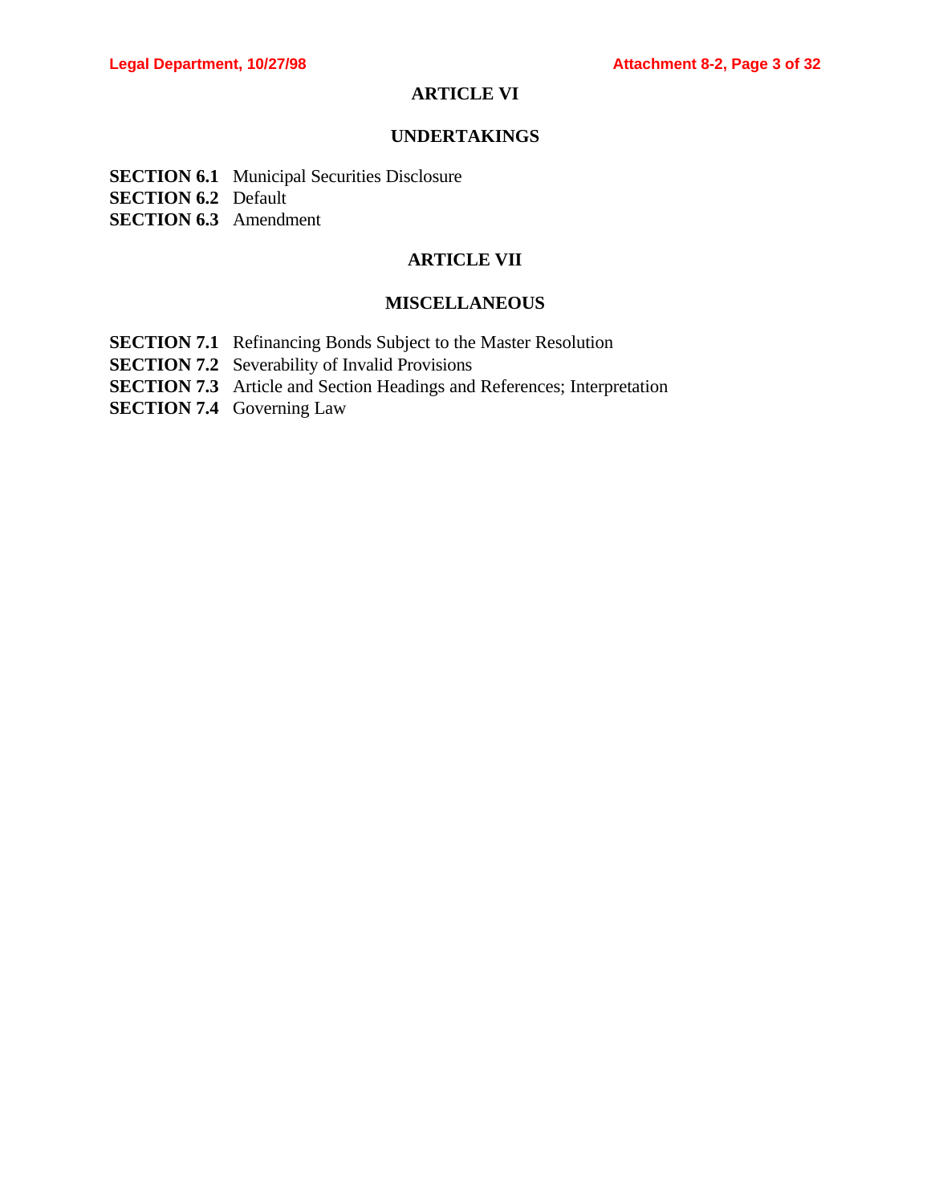## ARTICLE VI

## UNDERTAKINGS

**SECTION 6.1** Municipal Securities Disclosure
**SECTION 6.2** Default
**SECTION 6.3** Amendment

## ARTICLE VII

## MISCELLANEOUS

**SECTION 7.1** Refinancing Bonds Subject to the Master Resolution
**SECTION 7.2** Severability of Invalid Provisions
**SECTION 7.3** Article and Section Headings and References; Interpretation
**SECTION 7.4** Governing Law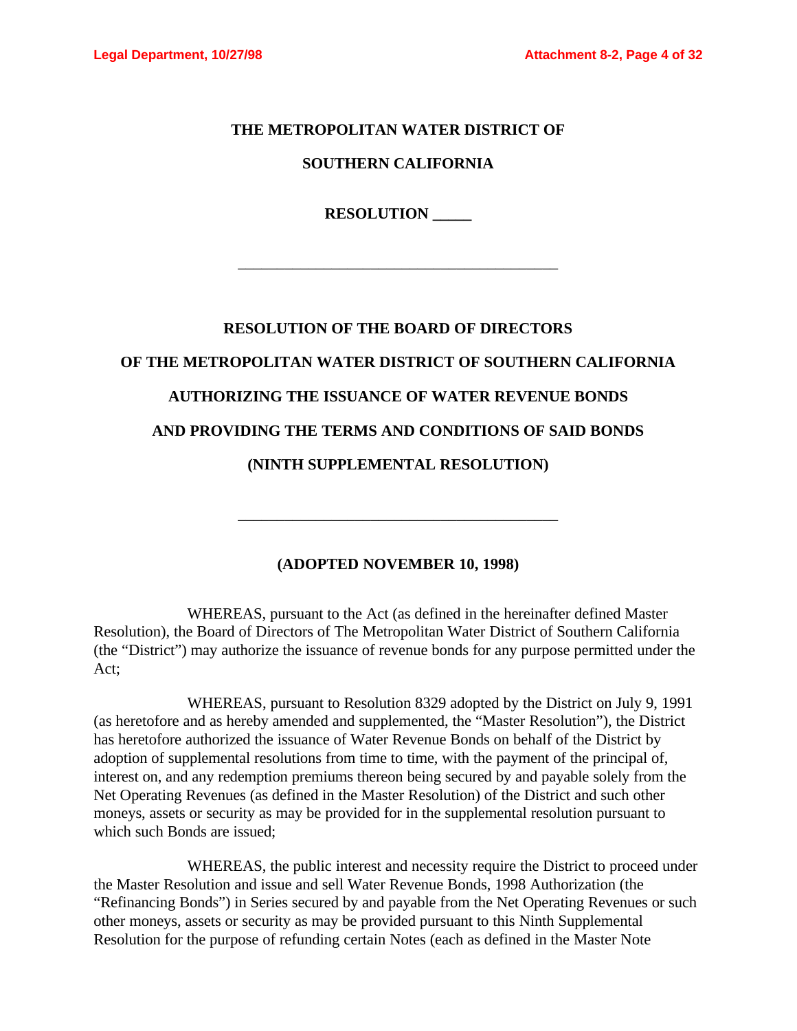**THE METROPOLITAN WATER DISTRICT OF**

**SOUTHERN CALIFORNIA**

**RESOLUTION _____**

---

**RESOLUTION OF THE BOARD OF DIRECTORS**

**OF THE METROPOLITAN WATER DISTRICT OF SOUTHERN CALIFORNIA**

**AUTHORIZING THE ISSUANCE OF WATER REVENUE BONDS**

**AND PROVIDING THE TERMS AND CONDITIONS OF SAID BONDS**

**(NINTH SUPPLEMENTAL RESOLUTION)**

---

**(ADOPTED NOVEMBER 10, 1998)**

WHEREAS, pursuant to the Act (as defined in the hereinafter defined Master Resolution), the Board of Directors of The Metropolitan Water District of Southern California (the "District") may authorize the issuance of revenue bonds for any purpose permitted under the Act;

WHEREAS, pursuant to Resolution 8329 adopted by the District on July 9, 1991 (as heretofore and as hereby amended and supplemented, the "Master Resolution"), the District has heretofore authorized the issuance of Water Revenue Bonds on behalf of the District by adoption of supplemental resolutions from time to time, with the payment of the principal of, interest on, and any redemption premiums thereon being secured by and payable solely from the Net Operating Revenues (as defined in the Master Resolution) of the District and such other moneys, assets or security as may be provided for in the supplemental resolution pursuant to which such Bonds are issued;

WHEREAS, the public interest and necessity require the District to proceed under the Master Resolution and issue and sell Water Revenue Bonds, 1998 Authorization (the "Refinancing Bonds") in Series secured by and payable from the Net Operating Revenues or such other moneys, assets or security as may be provided pursuant to this Ninth Supplemental Resolution for the purpose of refunding certain Notes (each as defined in the Master Note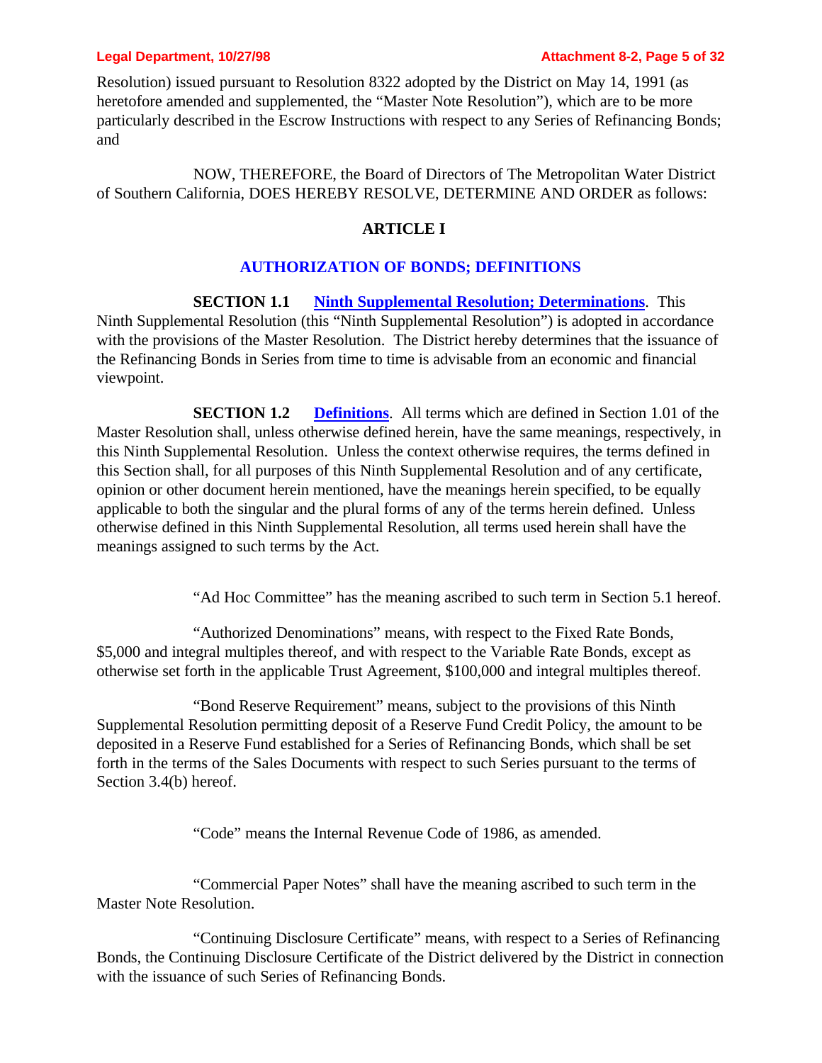Resolution) issued pursuant to Resolution 8322 adopted by the District on May 14, 1991 (as heretofore amended and supplemented, the "Master Note Resolution"), which are to be more particularly described in the Escrow Instructions with respect to any Series of Refinancing Bonds; and

NOW, THEREFORE, the Board of Directors of The Metropolitan Water District of Southern California, DOES HEREBY RESOLVE, DETERMINE AND ORDER as follows:

## ARTICLE I

## AUTHORIZATION OF BONDS; DEFINITIONS

**SECTION 1.1** **Ninth Supplemental Resolution; Determinations**. This Ninth Supplemental Resolution (this "Ninth Supplemental Resolution") is adopted in accordance with the provisions of the Master Resolution. The District hereby determines that the issuance of the Refinancing Bonds in Series from time to time is advisable from an economic and financial viewpoint.

**SECTION 1.2** **Definitions**. All terms which are defined in Section 1.01 of the Master Resolution shall, unless otherwise defined herein, have the same meanings, respectively, in this Ninth Supplemental Resolution. Unless the context otherwise requires, the terms defined in this Section shall, for all purposes of this Ninth Supplemental Resolution and of any certificate, opinion or other document herein mentioned, have the meanings herein specified, to be equally applicable to both the singular and the plural forms of any of the terms herein defined. Unless otherwise defined in this Ninth Supplemental Resolution, all terms used herein shall have the meanings assigned to such terms by the Act.

"Ad Hoc Committee" has the meaning ascribed to such term in Section 5.1 hereof.

"Authorized Denominations" means, with respect to the Fixed Rate Bonds, $5,000 and integral multiples thereof, and with respect to the Variable Rate Bonds, except as otherwise set forth in the applicable Trust Agreement, $100,000 and integral multiples thereof.

"Bond Reserve Requirement" means, subject to the provisions of this Ninth Supplemental Resolution permitting deposit of a Reserve Fund Credit Policy, the amount to be deposited in a Reserve Fund established for a Series of Refinancing Bonds, which shall be set forth in the terms of the Sales Documents with respect to such Series pursuant to the terms of Section 3.4(b) hereof.

"Code" means the Internal Revenue Code of 1986, as amended.

"Commercial Paper Notes" shall have the meaning ascribed to such term in the Master Note Resolution.

"Continuing Disclosure Certificate" means, with respect to a Series of Refinancing Bonds, the Continuing Disclosure Certificate of the District delivered by the District in connection with the issuance of such Series of Refinancing Bonds.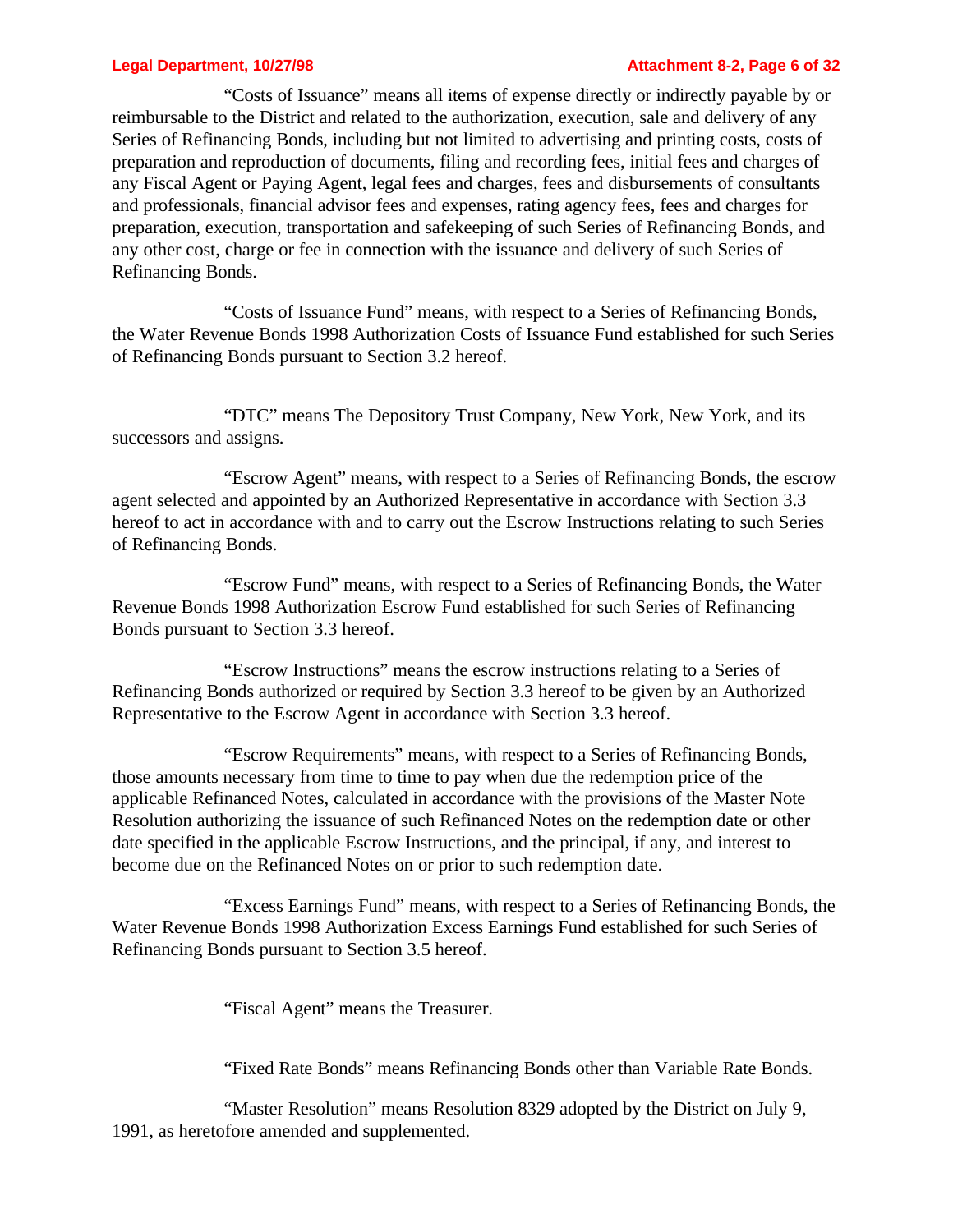"Costs of Issuance" means all items of expense directly or indirectly payable by or reimbursable to the District and related to the authorization, execution, sale and delivery of any Series of Refinancing Bonds, including but not limited to advertising and printing costs, costs of preparation and reproduction of documents, filing and recording fees, initial fees and charges of any Fiscal Agent or Paying Agent, legal fees and charges, fees and disbursements of consultants and professionals, financial advisor fees and expenses, rating agency fees, fees and charges for preparation, execution, transportation and safekeeping of such Series of Refinancing Bonds, and any other cost, charge or fee in connection with the issuance and delivery of such Series of Refinancing Bonds.

"Costs of Issuance Fund" means, with respect to a Series of Refinancing Bonds, the Water Revenue Bonds 1998 Authorization Costs of Issuance Fund established for such Series of Refinancing Bonds pursuant to Section 3.2 hereof.

"DTC" means The Depository Trust Company, New York, New York, and its successors and assigns.

"Escrow Agent" means, with respect to a Series of Refinancing Bonds, the escrow agent selected and appointed by an Authorized Representative in accordance with Section 3.3 hereof to act in accordance with and to carry out the Escrow Instructions relating to such Series of Refinancing Bonds.

"Escrow Fund" means, with respect to a Series of Refinancing Bonds, the Water Revenue Bonds 1998 Authorization Escrow Fund established for such Series of Refinancing Bonds pursuant to Section 3.3 hereof.

"Escrow Instructions" means the escrow instructions relating to a Series of Refinancing Bonds authorized or required by Section 3.3 hereof to be given by an Authorized Representative to the Escrow Agent in accordance with Section 3.3 hereof.

"Escrow Requirements" means, with respect to a Series of Refinancing Bonds, those amounts necessary from time to time to pay when due the redemption price of the applicable Refinanced Notes, calculated in accordance with the provisions of the Master Note Resolution authorizing the issuance of such Refinanced Notes on the redemption date or other date specified in the applicable Escrow Instructions, and the principal, if any, and interest to become due on the Refinanced Notes on or prior to such redemption date.

"Excess Earnings Fund" means, with respect to a Series of Refinancing Bonds, the Water Revenue Bonds 1998 Authorization Excess Earnings Fund established for such Series of Refinancing Bonds pursuant to Section 3.5 hereof.

"Fiscal Agent" means the Treasurer.

"Fixed Rate Bonds" means Refinancing Bonds other than Variable Rate Bonds.

"Master Resolution" means Resolution 8329 adopted by the District on July 9, 1991, as heretofore amended and supplemented.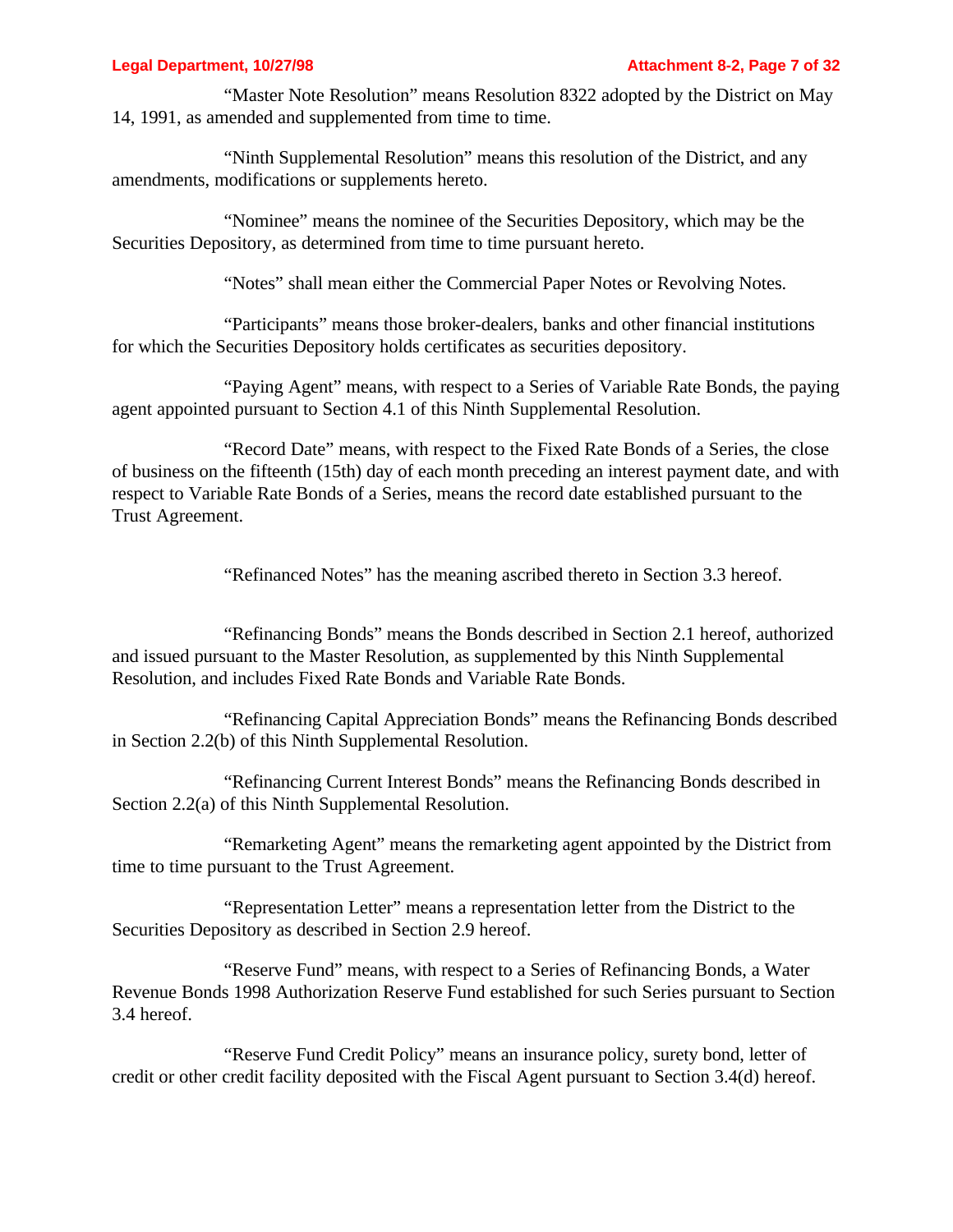"Master Note Resolution" means Resolution 8322 adopted by the District on May 14, 1991, as amended and supplemented from time to time.

"Ninth Supplemental Resolution" means this resolution of the District, and any amendments, modifications or supplements hereto.

"Nominee" means the nominee of the Securities Depository, which may be the Securities Depository, as determined from time to time pursuant hereto.

"Notes" shall mean either the Commercial Paper Notes or Revolving Notes.

"Participants" means those broker-dealers, banks and other financial institutions for which the Securities Depository holds certificates as securities depository.

"Paying Agent" means, with respect to a Series of Variable Rate Bonds, the paying agent appointed pursuant to Section 4.1 of this Ninth Supplemental Resolution.

"Record Date" means, with respect to the Fixed Rate Bonds of a Series, the close of business on the fifteenth (15th) day of each month preceding an interest payment date, and with respect to Variable Rate Bonds of a Series, means the record date established pursuant to the Trust Agreement.

"Refinanced Notes" has the meaning ascribed thereto in Section 3.3 hereof.

"Refinancing Bonds" means the Bonds described in Section 2.1 hereof, authorized and issued pursuant to the Master Resolution, as supplemented by this Ninth Supplemental Resolution, and includes Fixed Rate Bonds and Variable Rate Bonds.

"Refinancing Capital Appreciation Bonds" means the Refinancing Bonds described in Section 2.2(b) of this Ninth Supplemental Resolution.

"Refinancing Current Interest Bonds" means the Refinancing Bonds described in Section 2.2(a) of this Ninth Supplemental Resolution.

"Remarketing Agent" means the remarketing agent appointed by the District from time to time pursuant to the Trust Agreement.

"Representation Letter" means a representation letter from the District to the Securities Depository as described in Section 2.9 hereof.

"Reserve Fund" means, with respect to a Series of Refinancing Bonds, a Water Revenue Bonds 1998 Authorization Reserve Fund established for such Series pursuant to Section 3.4 hereof.

"Reserve Fund Credit Policy" means an insurance policy, surety bond, letter of credit or other credit facility deposited with the Fiscal Agent pursuant to Section 3.4(d) hereof.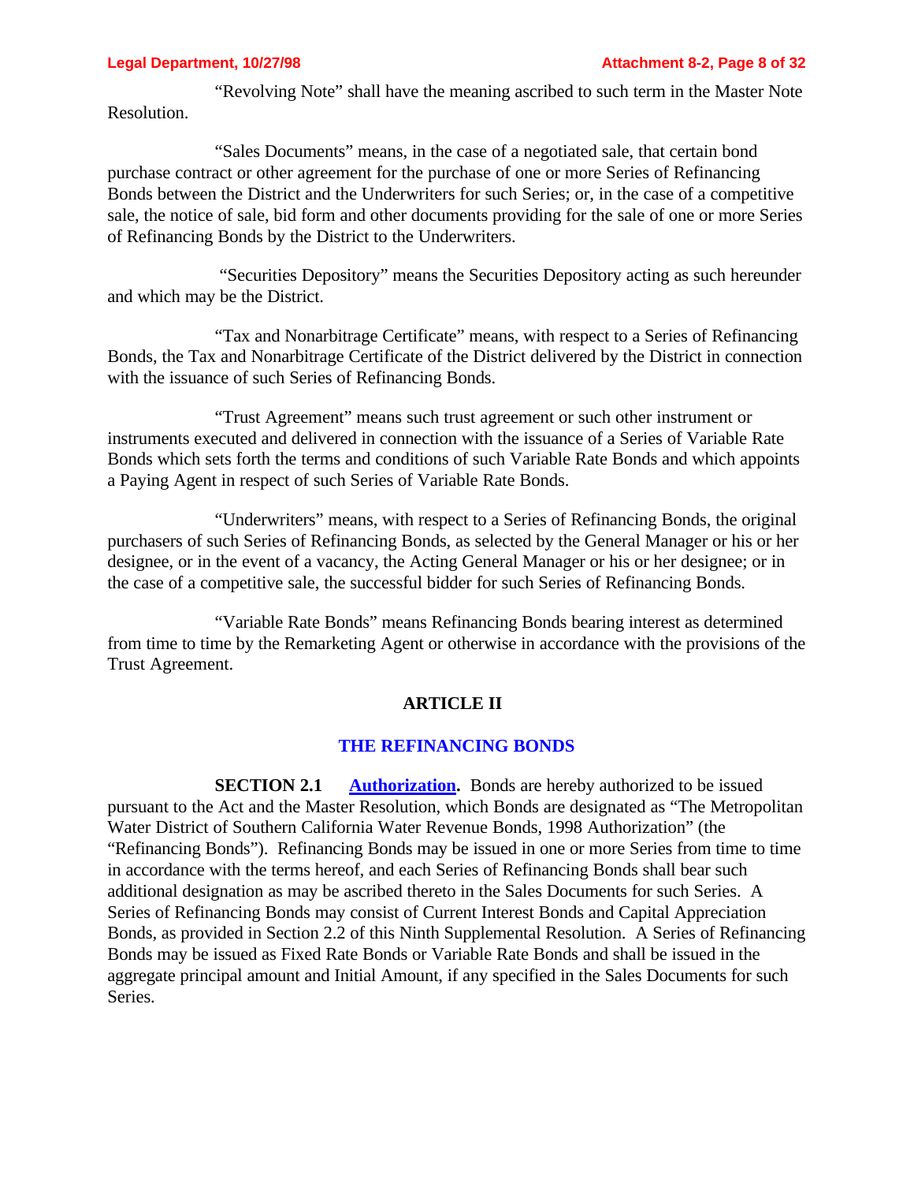"Revolving Note" shall have the meaning ascribed to such term in the Master Note Resolution.

"Sales Documents" means, in the case of a negotiated sale, that certain bond purchase contract or other agreement for the purchase of one or more Series of Refinancing Bonds between the District and the Underwriters for such Series; or, in the case of a competitive sale, the notice of sale, bid form and other documents providing for the sale of one or more Series of Refinancing Bonds by the District to the Underwriters.

"Securities Depository" means the Securities Depository acting as such hereunder and which may be the District.

"Tax and Nonarbitrage Certificate" means, with respect to a Series of Refinancing Bonds, the Tax and Nonarbitrage Certificate of the District delivered by the District in connection with the issuance of such Series of Refinancing Bonds.

"Trust Agreement" means such trust agreement or such other instrument or instruments executed and delivered in connection with the issuance of a Series of Variable Rate Bonds which sets forth the terms and conditions of such Variable Rate Bonds and which appoints a Paying Agent in respect of such Series of Variable Rate Bonds.

"Underwriters" means, with respect to a Series of Refinancing Bonds, the original purchasers of such Series of Refinancing Bonds, as selected by the General Manager or his or her designee, or in the event of a vacancy, the Acting General Manager or his or her designee; or in the case of a competitive sale, the successful bidder for such Series of Refinancing Bonds.

"Variable Rate Bonds" means Refinancing Bonds bearing interest as determined from time to time by the Remarketing Agent or otherwise in accordance with the provisions of the Trust Agreement.

## ARTICLE II

## THE REFINANCING BONDS

**SECTION 2.1 Authorization.** Bonds are hereby authorized to be issued pursuant to the Act and the Master Resolution, which Bonds are designated as "The Metropolitan Water District of Southern California Water Revenue Bonds, 1998 Authorization" (the "Refinancing Bonds"). Refinancing Bonds may be issued in one or more Series from time to time in accordance with the terms hereof, and each Series of Refinancing Bonds shall bear such additional designation as may be ascribed thereto in the Sales Documents for such Series. A Series of Refinancing Bonds may consist of Current Interest Bonds and Capital Appreciation Bonds, as provided in Section 2.2 of this Ninth Supplemental Resolution. A Series of Refinancing Bonds may be issued as Fixed Rate Bonds or Variable Rate Bonds and shall be issued in the aggregate principal amount and Initial Amount, if any specified in the Sales Documents for such Series.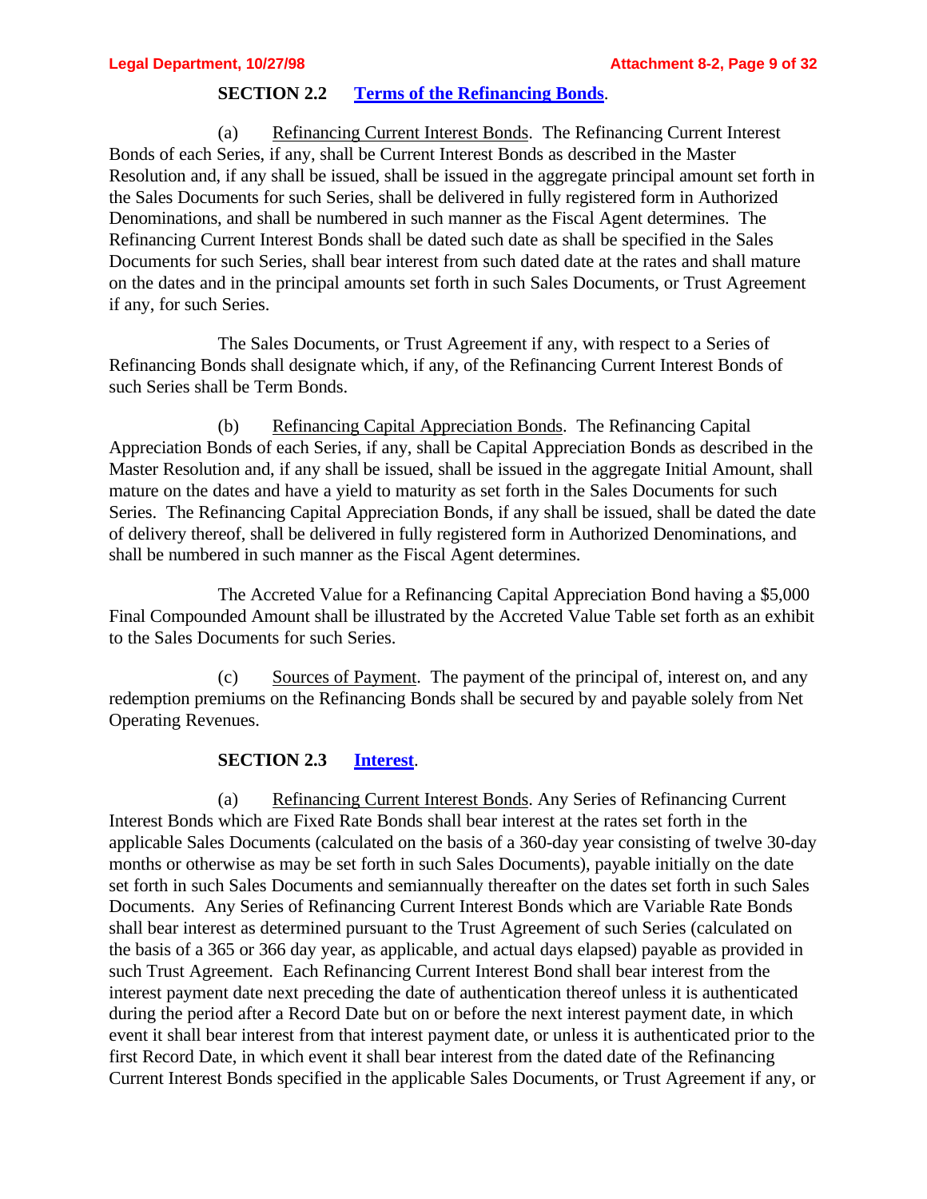**SECTION 2.2 Terms of the Refinancing Bonds.**

(a) Refinancing Current Interest Bonds. The Refinancing Current Interest Bonds of each Series, if any, shall be Current Interest Bonds as described in the Master Resolution and, if any shall be issued, shall be issued in the aggregate principal amount set forth in the Sales Documents for such Series, shall be delivered in fully registered form in Authorized Denominations, and shall be numbered in such manner as the Fiscal Agent determines. The Refinancing Current Interest Bonds shall be dated such date as shall be specified in the Sales Documents for such Series, shall bear interest from such dated date at the rates and shall mature on the dates and in the principal amounts set forth in such Sales Documents, or Trust Agreement if any, for such Series.

The Sales Documents, or Trust Agreement if any, with respect to a Series of Refinancing Bonds shall designate which, if any, of the Refinancing Current Interest Bonds of such Series shall be Term Bonds.

(b) Refinancing Capital Appreciation Bonds. The Refinancing Capital Appreciation Bonds of each Series, if any, shall be Capital Appreciation Bonds as described in the Master Resolution and, if any shall be issued, shall be issued in the aggregate Initial Amount, shall mature on the dates and have a yield to maturity as set forth in the Sales Documents for such Series. The Refinancing Capital Appreciation Bonds, if any shall be issued, shall be dated the date of delivery thereof, shall be delivered in fully registered form in Authorized Denominations, and shall be numbered in such manner as the Fiscal Agent determines.

The Accreted Value for a Refinancing Capital Appreciation Bond having a $5,000 Final Compounded Amount shall be illustrated by the Accreted Value Table set forth as an exhibit to the Sales Documents for such Series.

(c) Sources of Payment. The payment of the principal of, interest on, and any redemption premiums on the Refinancing Bonds shall be secured by and payable solely from Net Operating Revenues.

**SECTION 2.3 Interest.**

(a) Refinancing Current Interest Bonds. Any Series of Refinancing Current Interest Bonds which are Fixed Rate Bonds shall bear interest at the rates set forth in the applicable Sales Documents (calculated on the basis of a 360-day year consisting of twelve 30-day months or otherwise as may be set forth in such Sales Documents), payable initially on the date set forth in such Sales Documents and semiannually thereafter on the dates set forth in such Sales Documents. Any Series of Refinancing Current Interest Bonds which are Variable Rate Bonds shall bear interest as determined pursuant to the Trust Agreement of such Series (calculated on the basis of a 365 or 366 day year, as applicable, and actual days elapsed) payable as provided in such Trust Agreement. Each Refinancing Current Interest Bond shall bear interest from the interest payment date next preceding the date of authentication thereof unless it is authenticated during the period after a Record Date but on or before the next interest payment date, in which event it shall bear interest from that interest payment date, or unless it is authenticated prior to the first Record Date, in which event it shall bear interest from the dated date of the Refinancing Current Interest Bonds specified in the applicable Sales Documents, or Trust Agreement if any, or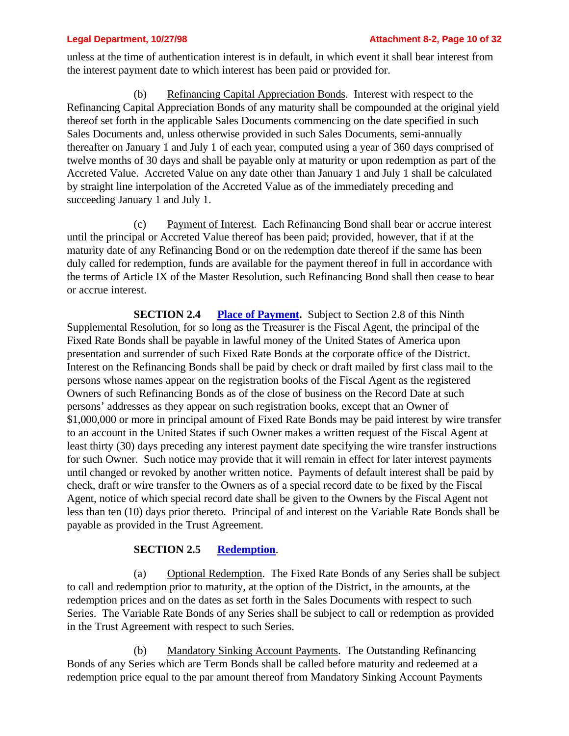unless at the time of authentication interest is in default, in which event it shall bear interest from the interest payment date to which interest has been paid or provided for.

(b) Refinancing Capital Appreciation Bonds. Interest with respect to the Refinancing Capital Appreciation Bonds of any maturity shall be compounded at the original yield thereof set forth in the applicable Sales Documents commencing on the date specified in such Sales Documents and, unless otherwise provided in such Sales Documents, semi-annually thereafter on January 1 and July 1 of each year, computed using a year of 360 days comprised of twelve months of 30 days and shall be payable only at maturity or upon redemption as part of the Accreted Value. Accreted Value on any date other than January 1 and July 1 shall be calculated by straight line interpolation of the Accreted Value as of the immediately preceding and succeeding January 1 and July 1.

(c) Payment of Interest. Each Refinancing Bond shall bear or accrue interest until the principal or Accreted Value thereof has been paid; provided, however, that if at the maturity date of any Refinancing Bond or on the redemption date thereof if the same has been duly called for redemption, funds are available for the payment thereof in full in accordance with the terms of Article IX of the Master Resolution, such Refinancing Bond shall then cease to bear or accrue interest.

**SECTION 2.4 Place of Payment.** Subject to Section 2.8 of this Ninth Supplemental Resolution, for so long as the Treasurer is the Fiscal Agent, the principal of the Fixed Rate Bonds shall be payable in lawful money of the United States of America upon presentation and surrender of such Fixed Rate Bonds at the corporate office of the District. Interest on the Refinancing Bonds shall be paid by check or draft mailed by first class mail to the persons whose names appear on the registration books of the Fiscal Agent as the registered Owners of such Refinancing Bonds as of the close of business on the Record Date at such persons' addresses as they appear on such registration books, except that an Owner of $1,000,000 or more in principal amount of Fixed Rate Bonds may be paid interest by wire transfer to an account in the United States if such Owner makes a written request of the Fiscal Agent at least thirty (30) days preceding any interest payment date specifying the wire transfer instructions for such Owner. Such notice may provide that it will remain in effect for later interest payments until changed or revoked by another written notice. Payments of default interest shall be paid by check, draft or wire transfer to the Owners as of a special record date to be fixed by the Fiscal Agent, notice of which special record date shall be given to the Owners by the Fiscal Agent not less than ten (10) days prior thereto. Principal of and interest on the Variable Rate Bonds shall be payable as provided in the Trust Agreement.

**SECTION 2.5 Redemption.**

(a) Optional Redemption. The Fixed Rate Bonds of any Series shall be subject to call and redemption prior to maturity, at the option of the District, in the amounts, at the redemption prices and on the dates as set forth in the Sales Documents with respect to such Series. The Variable Rate Bonds of any Series shall be subject to call or redemption as provided in the Trust Agreement with respect to such Series.

(b) Mandatory Sinking Account Payments. The Outstanding Refinancing Bonds of any Series which are Term Bonds shall be called before maturity and redeemed at a redemption price equal to the par amount thereof from Mandatory Sinking Account Payments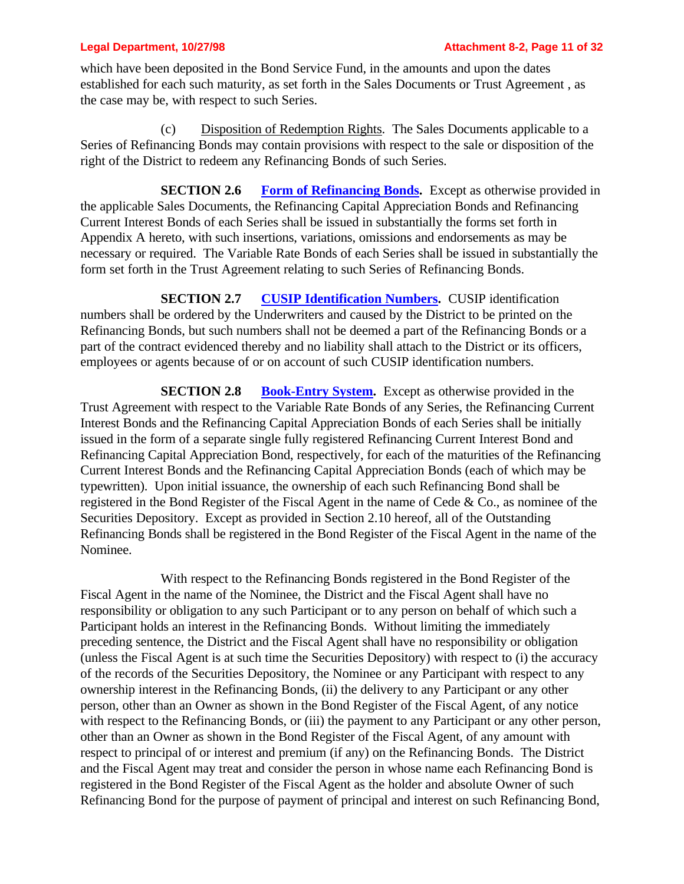which have been deposited in the Bond Service Fund, in the amounts and upon the dates established for each such maturity, as set forth in the Sales Documents or Trust Agreement , as the case may be, with respect to such Series.

(c) Disposition of Redemption Rights. The Sales Documents applicable to a Series of Refinancing Bonds may contain provisions with respect to the sale or disposition of the right of the District to redeem any Refinancing Bonds of such Series.

**SECTION 2.6 Form of Refinancing Bonds.** Except as otherwise provided in the applicable Sales Documents, the Refinancing Capital Appreciation Bonds and Refinancing Current Interest Bonds of each Series shall be issued in substantially the forms set forth in Appendix A hereto, with such insertions, variations, omissions and endorsements as may be necessary or required. The Variable Rate Bonds of each Series shall be issued in substantially the form set forth in the Trust Agreement relating to such Series of Refinancing Bonds.

**SECTION 2.7 CUSIP Identification Numbers.** CUSIP identification numbers shall be ordered by the Underwriters and caused by the District to be printed on the Refinancing Bonds, but such numbers shall not be deemed a part of the Refinancing Bonds or a part of the contract evidenced thereby and no liability shall attach to the District or its officers, employees or agents because of or on account of such CUSIP identification numbers.

**SECTION 2.8 Book-Entry System.** Except as otherwise provided in the Trust Agreement with respect to the Variable Rate Bonds of any Series, the Refinancing Current Interest Bonds and the Refinancing Capital Appreciation Bonds of each Series shall be initially issued in the form of a separate single fully registered Refinancing Current Interest Bond and Refinancing Capital Appreciation Bond, respectively, for each of the maturities of the Refinancing Current Interest Bonds and the Refinancing Capital Appreciation Bonds (each of which may be typewritten). Upon initial issuance, the ownership of each such Refinancing Bond shall be registered in the Bond Register of the Fiscal Agent in the name of Cede & Co., as nominee of the Securities Depository. Except as provided in Section 2.10 hereof, all of the Outstanding Refinancing Bonds shall be registered in the Bond Register of the Fiscal Agent in the name of the Nominee.

With respect to the Refinancing Bonds registered in the Bond Register of the Fiscal Agent in the name of the Nominee, the District and the Fiscal Agent shall have no responsibility or obligation to any such Participant or to any person on behalf of which such a Participant holds an interest in the Refinancing Bonds. Without limiting the immediately preceding sentence, the District and the Fiscal Agent shall have no responsibility or obligation (unless the Fiscal Agent is at such time the Securities Depository) with respect to (i) the accuracy of the records of the Securities Depository, the Nominee or any Participant with respect to any ownership interest in the Refinancing Bonds, (ii) the delivery to any Participant or any other person, other than an Owner as shown in the Bond Register of the Fiscal Agent, of any notice with respect to the Refinancing Bonds, or (iii) the payment to any Participant or any other person, other than an Owner as shown in the Bond Register of the Fiscal Agent, of any amount with respect to principal of or interest and premium (if any) on the Refinancing Bonds. The District and the Fiscal Agent may treat and consider the person in whose name each Refinancing Bond is registered in the Bond Register of the Fiscal Agent as the holder and absolute Owner of such Refinancing Bond for the purpose of payment of principal and interest on such Refinancing Bond,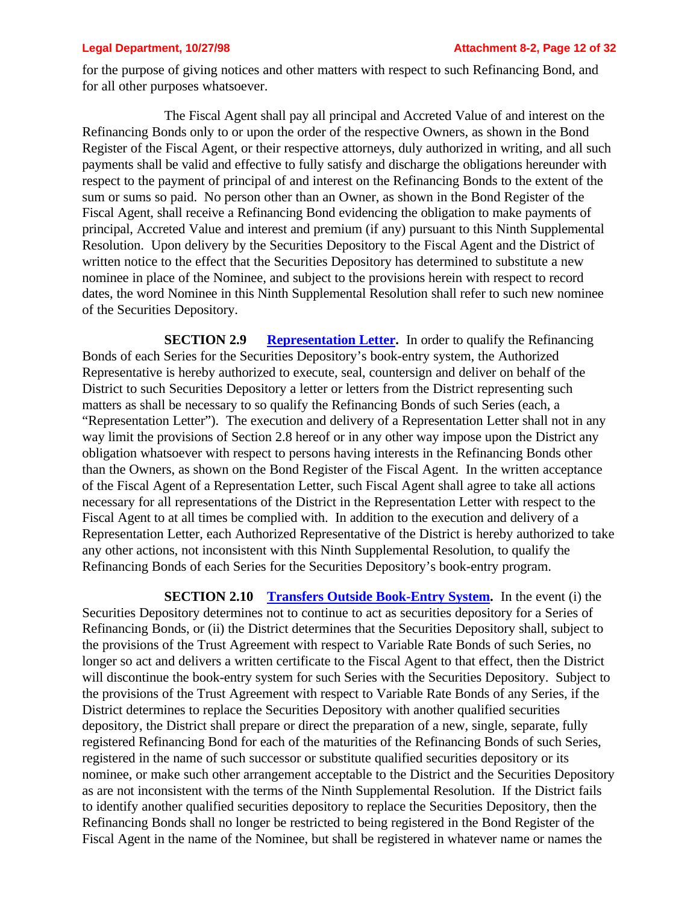for the purpose of giving notices and other matters with respect to such Refinancing Bond, and for all other purposes whatsoever.

The Fiscal Agent shall pay all principal and Accreted Value of and interest on the Refinancing Bonds only to or upon the order of the respective Owners, as shown in the Bond Register of the Fiscal Agent, or their respective attorneys, duly authorized in writing, and all such payments shall be valid and effective to fully satisfy and discharge the obligations hereunder with respect to the payment of principal of and interest on the Refinancing Bonds to the extent of the sum or sums so paid. No person other than an Owner, as shown in the Bond Register of the Fiscal Agent, shall receive a Refinancing Bond evidencing the obligation to make payments of principal, Accreted Value and interest and premium (if any) pursuant to this Ninth Supplemental Resolution. Upon delivery by the Securities Depository to the Fiscal Agent and the District of written notice to the effect that the Securities Depository has determined to substitute a new nominee in place of the Nominee, and subject to the provisions herein with respect to record dates, the word Nominee in this Ninth Supplemental Resolution shall refer to such new nominee of the Securities Depository.

**SECTION 2.9 Representation Letter.** In order to qualify the Refinancing Bonds of each Series for the Securities Depository's book-entry system, the Authorized Representative is hereby authorized to execute, seal, countersign and deliver on behalf of the District to such Securities Depository a letter or letters from the District representing such matters as shall be necessary to so qualify the Refinancing Bonds of such Series (each, a "Representation Letter"). The execution and delivery of a Representation Letter shall not in any way limit the provisions of Section 2.8 hereof or in any other way impose upon the District any obligation whatsoever with respect to persons having interests in the Refinancing Bonds other than the Owners, as shown on the Bond Register of the Fiscal Agent. In the written acceptance of the Fiscal Agent of a Representation Letter, such Fiscal Agent shall agree to take all actions necessary for all representations of the District in the Representation Letter with respect to the Fiscal Agent to at all times be complied with. In addition to the execution and delivery of a Representation Letter, each Authorized Representative of the District is hereby authorized to take any other actions, not inconsistent with this Ninth Supplemental Resolution, to qualify the Refinancing Bonds of each Series for the Securities Depository's book-entry program.

**SECTION 2.10 Transfers Outside Book-Entry System.** In the event (i) the Securities Depository determines not to continue to act as securities depository for a Series of Refinancing Bonds, or (ii) the District determines that the Securities Depository shall, subject to the provisions of the Trust Agreement with respect to Variable Rate Bonds of such Series, no longer so act and delivers a written certificate to the Fiscal Agent to that effect, then the District will discontinue the book-entry system for such Series with the Securities Depository. Subject to the provisions of the Trust Agreement with respect to Variable Rate Bonds of any Series, if the District determines to replace the Securities Depository with another qualified securities depository, the District shall prepare or direct the preparation of a new, single, separate, fully registered Refinancing Bond for each of the maturities of the Refinancing Bonds of such Series, registered in the name of such successor or substitute qualified securities depository or its nominee, or make such other arrangement acceptable to the District and the Securities Depository as are not inconsistent with the terms of the Ninth Supplemental Resolution. If the District fails to identify another qualified securities depository to replace the Securities Depository, then the Refinancing Bonds shall no longer be restricted to being registered in the Bond Register of the Fiscal Agent in the name of the Nominee, but shall be registered in whatever name or names the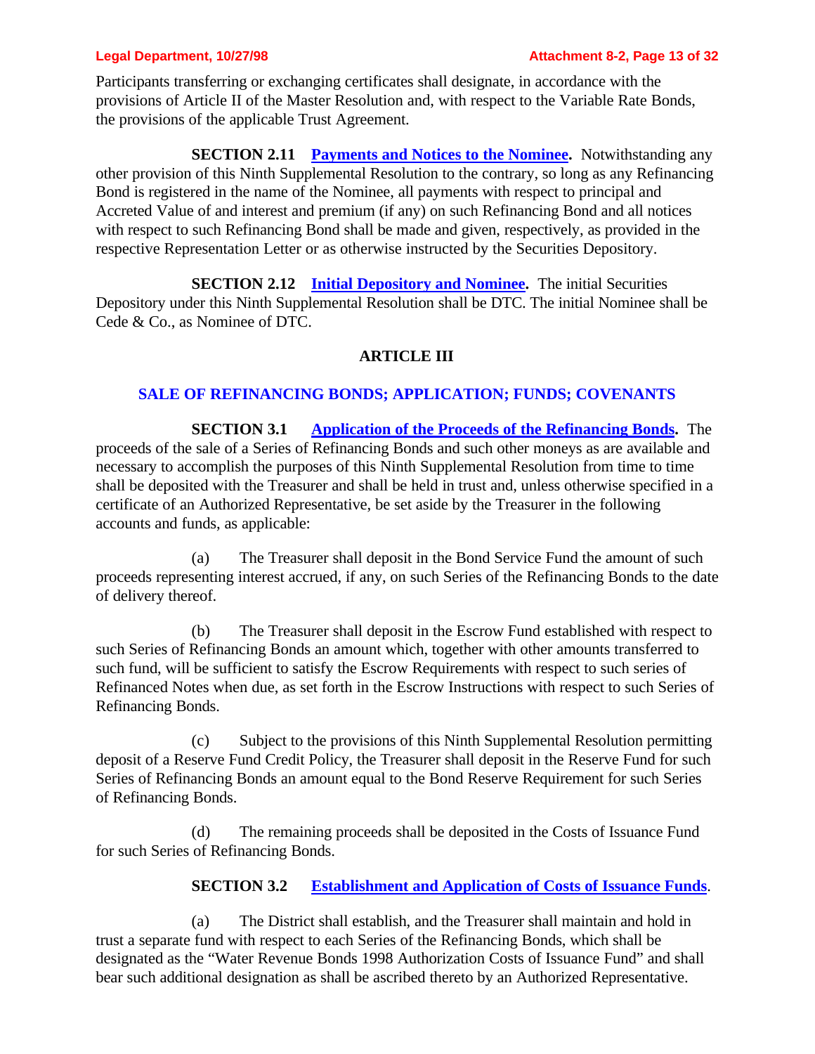Participants transferring or exchanging certificates shall designate, in accordance with the provisions of Article II of the Master Resolution and, with respect to the Variable Rate Bonds, the provisions of the applicable Trust Agreement.

**SECTION 2.11 Payments and Notices to the Nominee.** Notwithstanding any other provision of this Ninth Supplemental Resolution to the contrary, so long as any Refinancing Bond is registered in the name of the Nominee, all payments with respect to principal and Accreted Value of and interest and premium (if any) on such Refinancing Bond and all notices with respect to such Refinancing Bond shall be made and given, respectively, as provided in the respective Representation Letter or as otherwise instructed by the Securities Depository.

**SECTION 2.12 Initial Depository and Nominee.** The initial Securities Depository under this Ninth Supplemental Resolution shall be DTC. The initial Nominee shall be Cede & Co., as Nominee of DTC.

## ARTICLE III

## SALE OF REFINANCING BONDS; APPLICATION; FUNDS; COVENANTS

**SECTION 3.1 Application of the Proceeds of the Refinancing Bonds.** The proceeds of the sale of a Series of Refinancing Bonds and such other moneys as are available and necessary to accomplish the purposes of this Ninth Supplemental Resolution from time to time shall be deposited with the Treasurer and shall be held in trust and, unless otherwise specified in a certificate of an Authorized Representative, be set aside by the Treasurer in the following accounts and funds, as applicable:

(a) The Treasurer shall deposit in the Bond Service Fund the amount of such proceeds representing interest accrued, if any, on such Series of the Refinancing Bonds to the date of delivery thereof.

(b) The Treasurer shall deposit in the Escrow Fund established with respect to such Series of Refinancing Bonds an amount which, together with other amounts transferred to such fund, will be sufficient to satisfy the Escrow Requirements with respect to such series of Refinanced Notes when due, as set forth in the Escrow Instructions with respect to such Series of Refinancing Bonds.

(c) Subject to the provisions of this Ninth Supplemental Resolution permitting deposit of a Reserve Fund Credit Policy, the Treasurer shall deposit in the Reserve Fund for such Series of Refinancing Bonds an amount equal to the Bond Reserve Requirement for such Series of Refinancing Bonds.

(d) The remaining proceeds shall be deposited in the Costs of Issuance Fund for such Series of Refinancing Bonds.

**SECTION 3.2 Establishment and Application of Costs of Issuance Funds.**

(a) The District shall establish, and the Treasurer shall maintain and hold in trust a separate fund with respect to each Series of the Refinancing Bonds, which shall be designated as the "Water Revenue Bonds 1998 Authorization Costs of Issuance Fund" and shall bear such additional designation as shall be ascribed thereto by an Authorized Representative.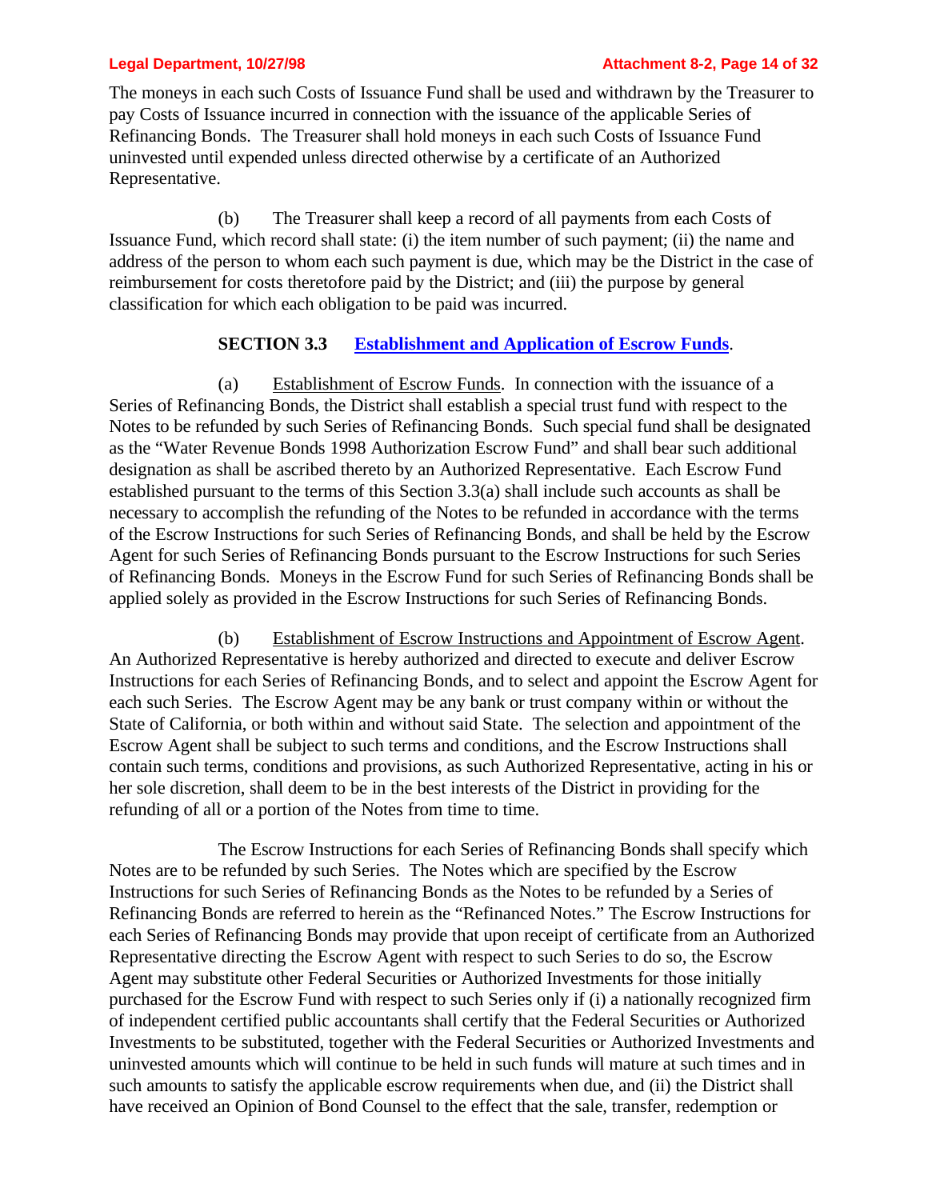The moneys in each such Costs of Issuance Fund shall be used and withdrawn by the Treasurer to pay Costs of Issuance incurred in connection with the issuance of the applicable Series of Refinancing Bonds. The Treasurer shall hold moneys in each such Costs of Issuance Fund uninvested until expended unless directed otherwise by a certificate of an Authorized Representative.

(b) The Treasurer shall keep a record of all payments from each Costs of Issuance Fund, which record shall state: (i) the item number of such payment; (ii) the name and address of the person to whom each such payment is due, which may be the District in the case of reimbursement for costs theretofore paid by the District; and (iii) the purpose by general classification for which each obligation to be paid was incurred.

**SECTION 3.3 Establishment and Application of Escrow Funds.**

(a) Establishment of Escrow Funds. In connection with the issuance of a Series of Refinancing Bonds, the District shall establish a special trust fund with respect to the Notes to be refunded by such Series of Refinancing Bonds. Such special fund shall be designated as the "Water Revenue Bonds 1998 Authorization Escrow Fund" and shall bear such additional designation as shall be ascribed thereto by an Authorized Representative. Each Escrow Fund established pursuant to the terms of this Section 3.3(a) shall include such accounts as shall be necessary to accomplish the refunding of the Notes to be refunded in accordance with the terms of the Escrow Instructions for such Series of Refinancing Bonds, and shall be held by the Escrow Agent for such Series of Refinancing Bonds pursuant to the Escrow Instructions for such Series of Refinancing Bonds. Moneys in the Escrow Fund for such Series of Refinancing Bonds shall be applied solely as provided in the Escrow Instructions for such Series of Refinancing Bonds.

(b) Establishment of Escrow Instructions and Appointment of Escrow Agent. An Authorized Representative is hereby authorized and directed to execute and deliver Escrow Instructions for each Series of Refinancing Bonds, and to select and appoint the Escrow Agent for each such Series. The Escrow Agent may be any bank or trust company within or without the State of California, or both within and without said State. The selection and appointment of the Escrow Agent shall be subject to such terms and conditions, and the Escrow Instructions shall contain such terms, conditions and provisions, as such Authorized Representative, acting in his or her sole discretion, shall deem to be in the best interests of the District in providing for the refunding of all or a portion of the Notes from time to time.

The Escrow Instructions for each Series of Refinancing Bonds shall specify which Notes are to be refunded by such Series. The Notes which are specified by the Escrow Instructions for such Series of Refinancing Bonds as the Notes to be refunded by a Series of Refinancing Bonds are referred to herein as the "Refinanced Notes." The Escrow Instructions for each Series of Refinancing Bonds may provide that upon receipt of certificate from an Authorized Representative directing the Escrow Agent with respect to such Series to do so, the Escrow Agent may substitute other Federal Securities or Authorized Investments for those initially purchased for the Escrow Fund with respect to such Series only if (i) a nationally recognized firm of independent certified public accountants shall certify that the Federal Securities or Authorized Investments to be substituted, together with the Federal Securities or Authorized Investments and uninvested amounts which will continue to be held in such funds will mature at such times and in such amounts to satisfy the applicable escrow requirements when due, and (ii) the District shall have received an Opinion of Bond Counsel to the effect that the sale, transfer, redemption or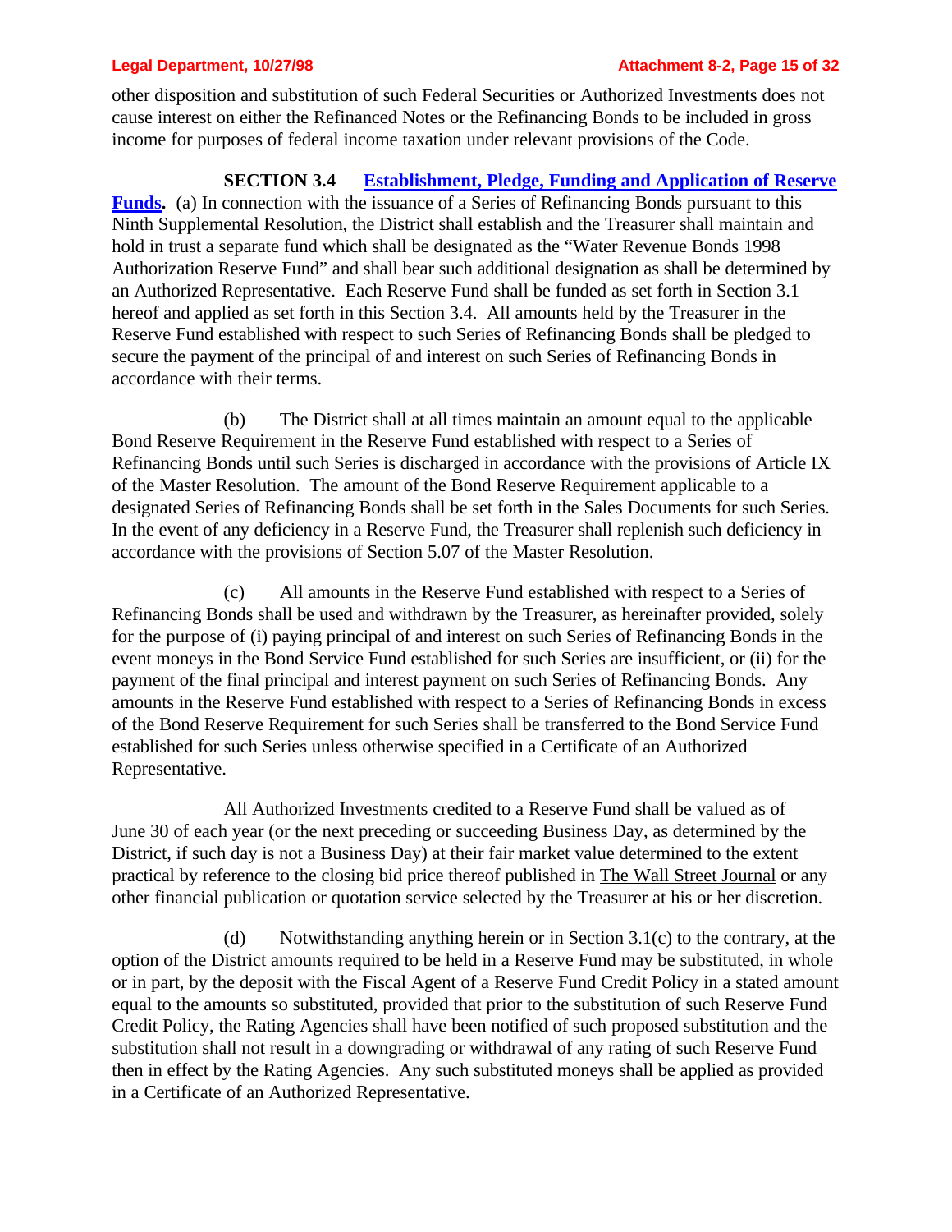other disposition and substitution of such Federal Securities or Authorized Investments does not cause interest on either the Refinanced Notes or the Refinancing Bonds to be included in gross income for purposes of federal income taxation under relevant provisions of the Code.

**SECTION 3.4 Establishment, Pledge, Funding and Application of Reserve Funds.** (a) In connection with the issuance of a Series of Refinancing Bonds pursuant to this Ninth Supplemental Resolution, the District shall establish and the Treasurer shall maintain and hold in trust a separate fund which shall be designated as the "Water Revenue Bonds 1998 Authorization Reserve Fund" and shall bear such additional designation as shall be determined by an Authorized Representative. Each Reserve Fund shall be funded as set forth in Section 3.1 hereof and applied as set forth in this Section 3.4. All amounts held by the Treasurer in the Reserve Fund established with respect to such Series of Refinancing Bonds shall be pledged to secure the payment of the principal of and interest on such Series of Refinancing Bonds in accordance with their terms.

(b) The District shall at all times maintain an amount equal to the applicable Bond Reserve Requirement in the Reserve Fund established with respect to a Series of Refinancing Bonds until such Series is discharged in accordance with the provisions of Article IX of the Master Resolution. The amount of the Bond Reserve Requirement applicable to a designated Series of Refinancing Bonds shall be set forth in the Sales Documents for such Series. In the event of any deficiency in a Reserve Fund, the Treasurer shall replenish such deficiency in accordance with the provisions of Section 5.07 of the Master Resolution.

(c) All amounts in the Reserve Fund established with respect to a Series of Refinancing Bonds shall be used and withdrawn by the Treasurer, as hereinafter provided, solely for the purpose of (i) paying principal of and interest on such Series of Refinancing Bonds in the event moneys in the Bond Service Fund established for such Series are insufficient, or (ii) for the payment of the final principal and interest payment on such Series of Refinancing Bonds. Any amounts in the Reserve Fund established with respect to a Series of Refinancing Bonds in excess of the Bond Reserve Requirement for such Series shall be transferred to the Bond Service Fund established for such Series unless otherwise specified in a Certificate of an Authorized Representative.

All Authorized Investments credited to a Reserve Fund shall be valued as of June 30 of each year (or the next preceding or succeeding Business Day, as determined by the District, if such day is not a Business Day) at their fair market value determined to the extent practical by reference to the closing bid price thereof published in The Wall Street Journal or any other financial publication or quotation service selected by the Treasurer at his or her discretion.

(d) Notwithstanding anything herein or in Section 3.1(c) to the contrary, at the option of the District amounts required to be held in a Reserve Fund may be substituted, in whole or in part, by the deposit with the Fiscal Agent of a Reserve Fund Credit Policy in a stated amount equal to the amounts so substituted, provided that prior to the substitution of such Reserve Fund Credit Policy, the Rating Agencies shall have been notified of such proposed substitution and the substitution shall not result in a downgrading or withdrawal of any rating of such Reserve Fund then in effect by the Rating Agencies. Any such substituted moneys shall be applied as provided in a Certificate of an Authorized Representative.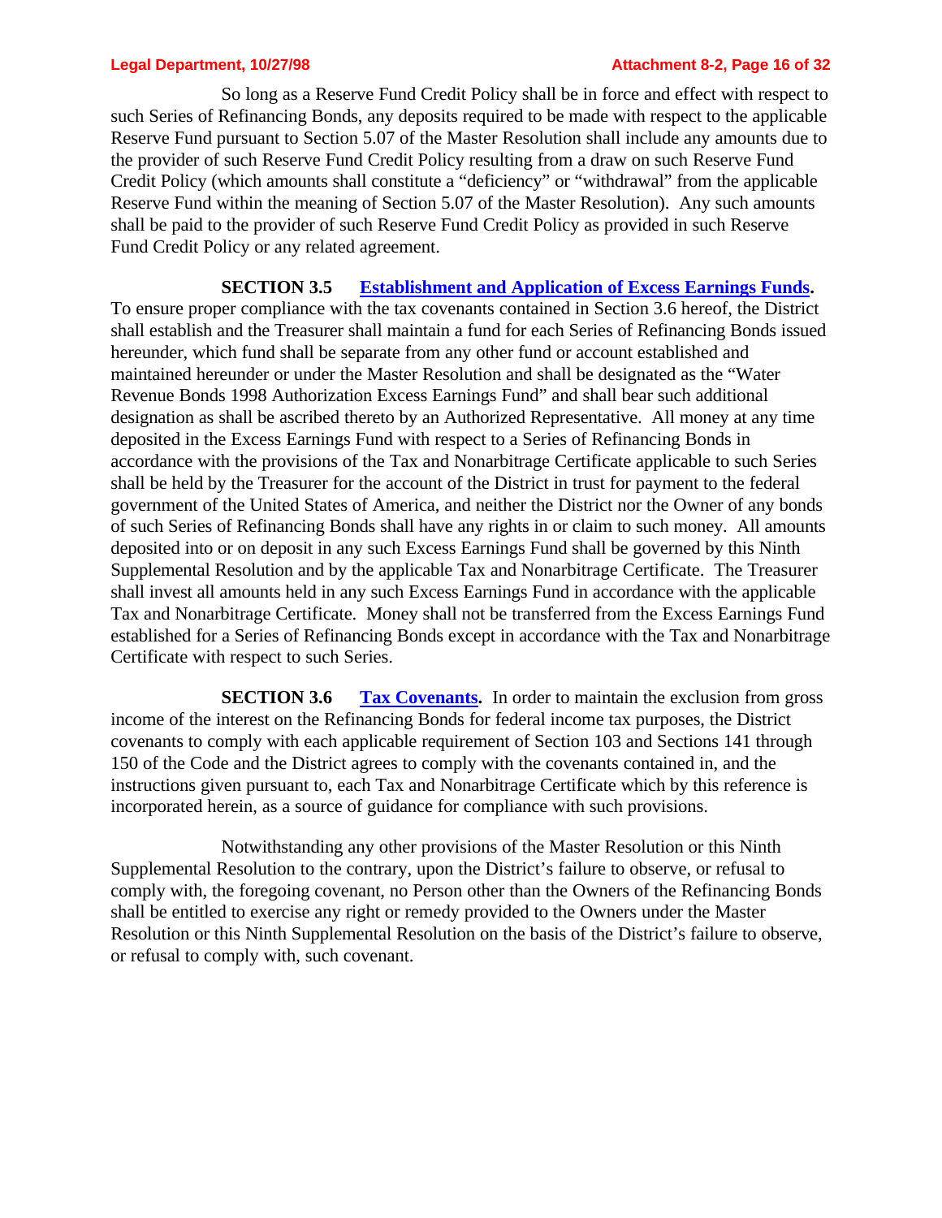So long as a Reserve Fund Credit Policy shall be in force and effect with respect to such Series of Refinancing Bonds, any deposits required to be made with respect to the applicable Reserve Fund pursuant to Section 5.07 of the Master Resolution shall include any amounts due to the provider of such Reserve Fund Credit Policy resulting from a draw on such Reserve Fund Credit Policy (which amounts shall constitute a "deficiency" or "withdrawal" from the applicable Reserve Fund within the meaning of Section 5.07 of the Master Resolution). Any such amounts shall be paid to the provider of such Reserve Fund Credit Policy as provided in such Reserve Fund Credit Policy or any related agreement.

**SECTION 3.5 Establishment and Application of Excess Earnings Funds.** To ensure proper compliance with the tax covenants contained in Section 3.6 hereof, the District shall establish and the Treasurer shall maintain a fund for each Series of Refinancing Bonds issued hereunder, which fund shall be separate from any other fund or account established and maintained hereunder or under the Master Resolution and shall be designated as the "Water Revenue Bonds 1998 Authorization Excess Earnings Fund" and shall bear such additional designation as shall be ascribed thereto by an Authorized Representative. All money at any time deposited in the Excess Earnings Fund with respect to a Series of Refinancing Bonds in accordance with the provisions of the Tax and Nonarbitrage Certificate applicable to such Series shall be held by the Treasurer for the account of the District in trust for payment to the federal government of the United States of America, and neither the District nor the Owner of any bonds of such Series of Refinancing Bonds shall have any rights in or claim to such money. All amounts deposited into or on deposit in any such Excess Earnings Fund shall be governed by this Ninth Supplemental Resolution and by the applicable Tax and Nonarbitrage Certificate. The Treasurer shall invest all amounts held in any such Excess Earnings Fund in accordance with the applicable Tax and Nonarbitrage Certificate. Money shall not be transferred from the Excess Earnings Fund established for a Series of Refinancing Bonds except in accordance with the Tax and Nonarbitrage Certificate with respect to such Series.

**SECTION 3.6 Tax Covenants.** In order to maintain the exclusion from gross income of the interest on the Refinancing Bonds for federal income tax purposes, the District covenants to comply with each applicable requirement of Section 103 and Sections 141 through 150 of the Code and the District agrees to comply with the covenants contained in, and the instructions given pursuant to, each Tax and Nonarbitrage Certificate which by this reference is incorporated herein, as a source of guidance for compliance with such provisions.

Notwithstanding any other provisions of the Master Resolution or this Ninth Supplemental Resolution to the contrary, upon the District's failure to observe, or refusal to comply with, the foregoing covenant, no Person other than the Owners of the Refinancing Bonds shall be entitled to exercise any right or remedy provided to the Owners under the Master Resolution or this Ninth Supplemental Resolution on the basis of the District's failure to observe, or refusal to comply with, such covenant.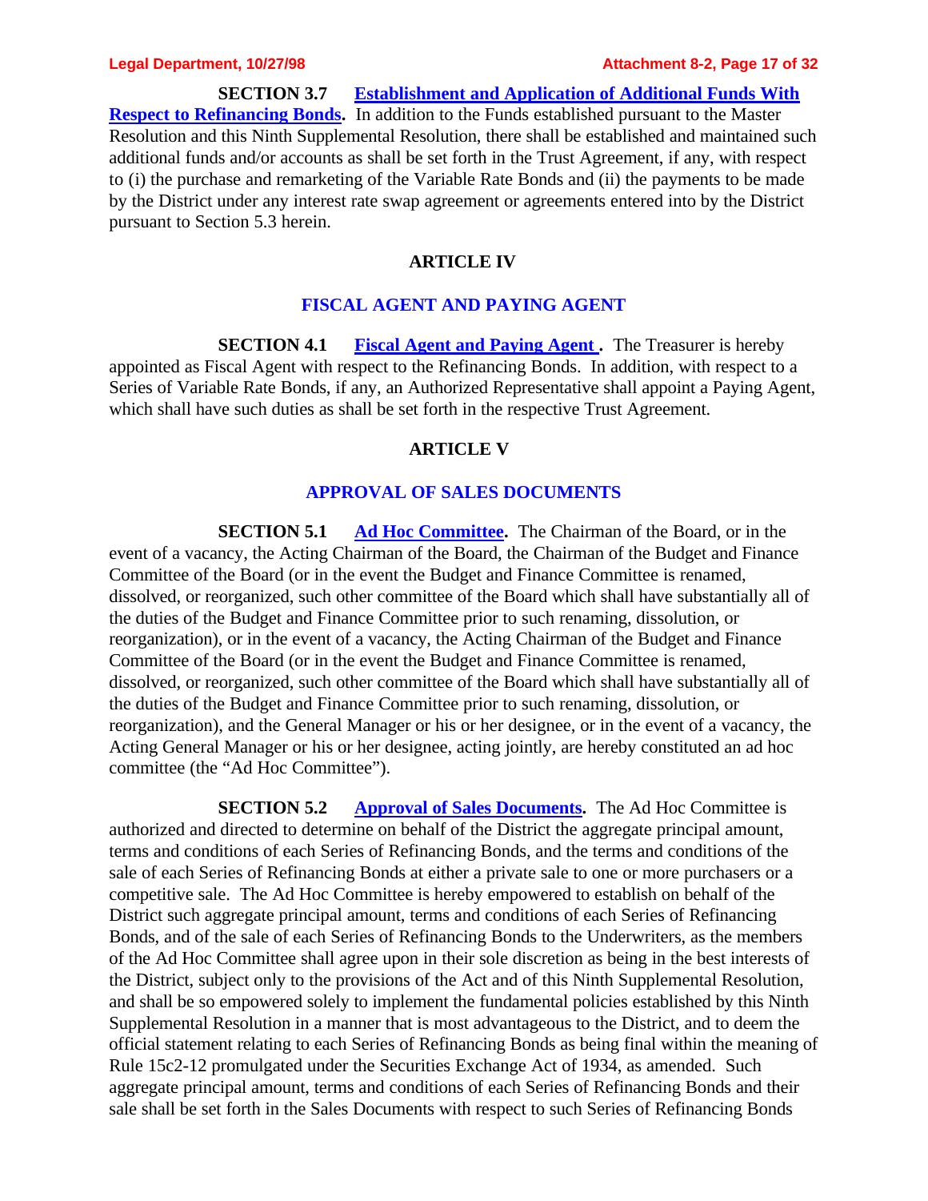**SECTION 3.7 Establishment and Application of Additional Funds With Respect to Refinancing Bonds.** In addition to the Funds established pursuant to the Master Resolution and this Ninth Supplemental Resolution, there shall be established and maintained such additional funds and/or accounts as shall be set forth in the Trust Agreement, if any, with respect to (i) the purchase and remarketing of the Variable Rate Bonds and (ii) the payments to be made by the District under any interest rate swap agreement or agreements entered into by the District pursuant to Section 5.3 herein.

## ARTICLE IV

## FISCAL AGENT AND PAYING AGENT

**SECTION 4.1 Fiscal Agent and Paying Agent .** The Treasurer is hereby appointed as Fiscal Agent with respect to the Refinancing Bonds. In addition, with respect to a Series of Variable Rate Bonds, if any, an Authorized Representative shall appoint a Paying Agent, which shall have such duties as shall be set forth in the respective Trust Agreement.

## ARTICLE V

## APPROVAL OF SALES DOCUMENTS

**SECTION 5.1 Ad Hoc Committee.** The Chairman of the Board, or in the event of a vacancy, the Acting Chairman of the Board, the Chairman of the Budget and Finance Committee of the Board (or in the event the Budget and Finance Committee is renamed, dissolved, or reorganized, such other committee of the Board which shall have substantially all of the duties of the Budget and Finance Committee prior to such renaming, dissolution, or reorganization), or in the event of a vacancy, the Acting Chairman of the Budget and Finance Committee of the Board (or in the event the Budget and Finance Committee is renamed, dissolved, or reorganized, such other committee of the Board which shall have substantially all of the duties of the Budget and Finance Committee prior to such renaming, dissolution, or reorganization), and the General Manager or his or her designee, or in the event of a vacancy, the Acting General Manager or his or her designee, acting jointly, are hereby constituted an ad hoc committee (the "Ad Hoc Committee").

**SECTION 5.2 Approval of Sales Documents.** The Ad Hoc Committee is authorized and directed to determine on behalf of the District the aggregate principal amount, terms and conditions of each Series of Refinancing Bonds, and the terms and conditions of the sale of each Series of Refinancing Bonds at either a private sale to one or more purchasers or a competitive sale. The Ad Hoc Committee is hereby empowered to establish on behalf of the District such aggregate principal amount, terms and conditions of each Series of Refinancing Bonds, and of the sale of each Series of Refinancing Bonds to the Underwriters, as the members of the Ad Hoc Committee shall agree upon in their sole discretion as being in the best interests of the District, subject only to the provisions of the Act and of this Ninth Supplemental Resolution, and shall be so empowered solely to implement the fundamental policies established by this Ninth Supplemental Resolution in a manner that is most advantageous to the District, and to deem the official statement relating to each Series of Refinancing Bonds as being final within the meaning of Rule 15c2-12 promulgated under the Securities Exchange Act of 1934, as amended. Such aggregate principal amount, terms and conditions of each Series of Refinancing Bonds and their sale shall be set forth in the Sales Documents with respect to such Series of Refinancing Bonds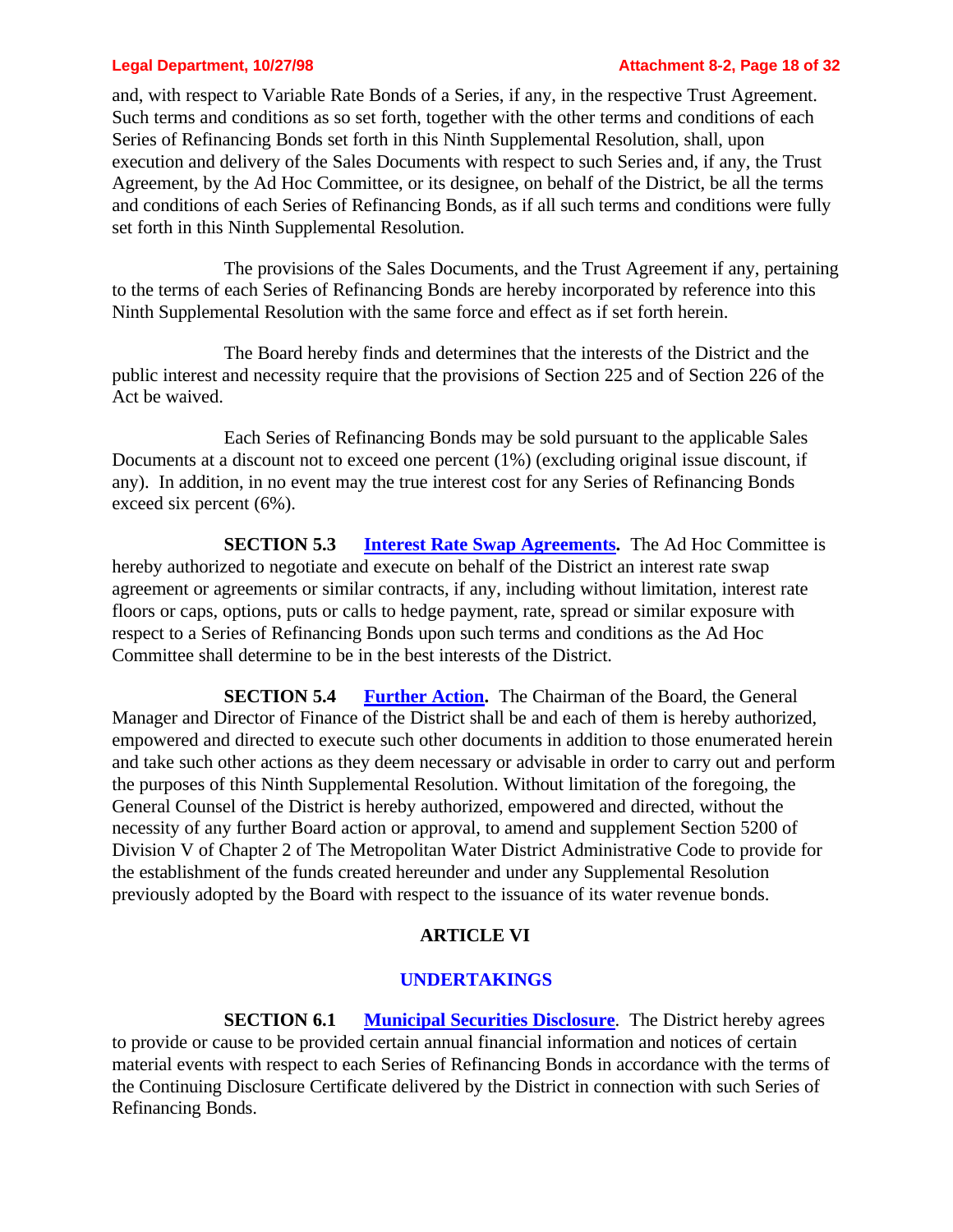and, with respect to Variable Rate Bonds of a Series, if any, in the respective Trust Agreement. Such terms and conditions as so set forth, together with the other terms and conditions of each Series of Refinancing Bonds set forth in this Ninth Supplemental Resolution, shall, upon execution and delivery of the Sales Documents with respect to such Series and, if any, the Trust Agreement, by the Ad Hoc Committee, or its designee, on behalf of the District, be all the terms and conditions of each Series of Refinancing Bonds, as if all such terms and conditions were fully set forth in this Ninth Supplemental Resolution.

The provisions of the Sales Documents, and the Trust Agreement if any, pertaining to the terms of each Series of Refinancing Bonds are hereby incorporated by reference into this Ninth Supplemental Resolution with the same force and effect as if set forth herein.

The Board hereby finds and determines that the interests of the District and the public interest and necessity require that the provisions of Section 225 and of Section 226 of the Act be waived.

Each Series of Refinancing Bonds may be sold pursuant to the applicable Sales Documents at a discount not to exceed one percent (1%) (excluding original issue discount, if any). In addition, in no event may the true interest cost for any Series of Refinancing Bonds exceed six percent (6%).

**SECTION 5.3 Interest Rate Swap Agreements.** The Ad Hoc Committee is hereby authorized to negotiate and execute on behalf of the District an interest rate swap agreement or agreements or similar contracts, if any, including without limitation, interest rate floors or caps, options, puts or calls to hedge payment, rate, spread or similar exposure with respect to a Series of Refinancing Bonds upon such terms and conditions as the Ad Hoc Committee shall determine to be in the best interests of the District.

**SECTION 5.4 Further Action.** The Chairman of the Board, the General Manager and Director of Finance of the District shall be and each of them is hereby authorized, empowered and directed to execute such other documents in addition to those enumerated herein and take such other actions as they deem necessary or advisable in order to carry out and perform the purposes of this Ninth Supplemental Resolution. Without limitation of the foregoing, the General Counsel of the District is hereby authorized, empowered and directed, without the necessity of any further Board action or approval, to amend and supplement Section 5200 of Division V of Chapter 2 of The Metropolitan Water District Administrative Code to provide for the establishment of the funds created hereunder and under any Supplemental Resolution previously adopted by the Board with respect to the issuance of its water revenue bonds.

## ARTICLE VI

## UNDERTAKINGS

**SECTION 6.1 Municipal Securities Disclosure**. The District hereby agrees to provide or cause to be provided certain annual financial information and notices of certain material events with respect to each Series of Refinancing Bonds in accordance with the terms of the Continuing Disclosure Certificate delivered by the District in connection with such Series of Refinancing Bonds.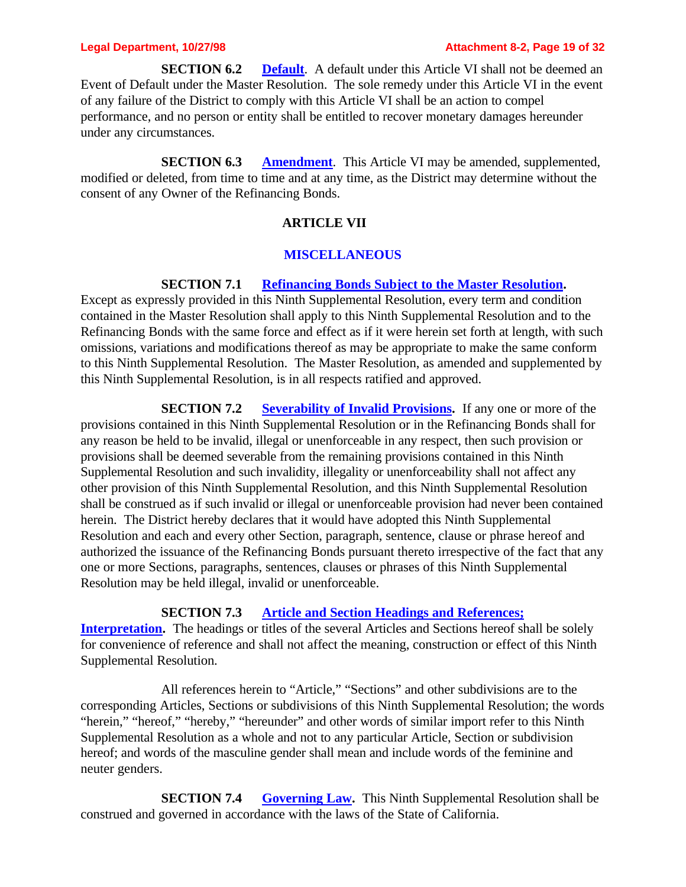**SECTION 6.2** **Default**. A default under this Article VI shall not be deemed an Event of Default under the Master Resolution. The sole remedy under this Article VI in the event of any failure of the District to comply with this Article VI shall be an action to compel performance, and no person or entity shall be entitled to recover monetary damages hereunder under any circumstances.

**SECTION 6.3** **Amendment**. This Article VI may be amended, supplemented, modified or deleted, from time to time and at any time, as the District may determine without the consent of any Owner of the Refinancing Bonds.

## ARTICLE VII

## MISCELLANEOUS

**SECTION 7.1** **Refinancing Bonds Subject to the Master Resolution.** Except as expressly provided in this Ninth Supplemental Resolution, every term and condition contained in the Master Resolution shall apply to this Ninth Supplemental Resolution and to the Refinancing Bonds with the same force and effect as if it were herein set forth at length, with such omissions, variations and modifications thereof as may be appropriate to make the same conform to this Ninth Supplemental Resolution. The Master Resolution, as amended and supplemented by this Ninth Supplemental Resolution, is in all respects ratified and approved.

**SECTION 7.2** **Severability of Invalid Provisions.** If any one or more of the provisions contained in this Ninth Supplemental Resolution or in the Refinancing Bonds shall for any reason be held to be invalid, illegal or unenforceable in any respect, then such provision or provisions shall be deemed severable from the remaining provisions contained in this Ninth Supplemental Resolution and such invalidity, illegality or unenforceability shall not affect any other provision of this Ninth Supplemental Resolution, and this Ninth Supplemental Resolution shall be construed as if such invalid or illegal or unenforceable provision had never been contained herein. The District hereby declares that it would have adopted this Ninth Supplemental Resolution and each and every other Section, paragraph, sentence, clause or phrase hereof and authorized the issuance of the Refinancing Bonds pursuant thereto irrespective of the fact that any one or more Sections, paragraphs, sentences, clauses or phrases of this Ninth Supplemental Resolution may be held illegal, invalid or unenforceable.

**SECTION 7.3** **Article and Section Headings and References; Interpretation.** The headings or titles of the several Articles and Sections hereof shall be solely for convenience of reference and shall not affect the meaning, construction or effect of this Ninth Supplemental Resolution.

All references herein to "Article," "Sections" and other subdivisions are to the corresponding Articles, Sections or subdivisions of this Ninth Supplemental Resolution; the words "herein," "hereof," "hereby," "hereunder" and other words of similar import refer to this Ninth Supplemental Resolution as a whole and not to any particular Article, Section or subdivision hereof; and words of the masculine gender shall mean and include words of the feminine and neuter genders.

**SECTION 7.4** **Governing Law.** This Ninth Supplemental Resolution shall be construed and governed in accordance with the laws of the State of California.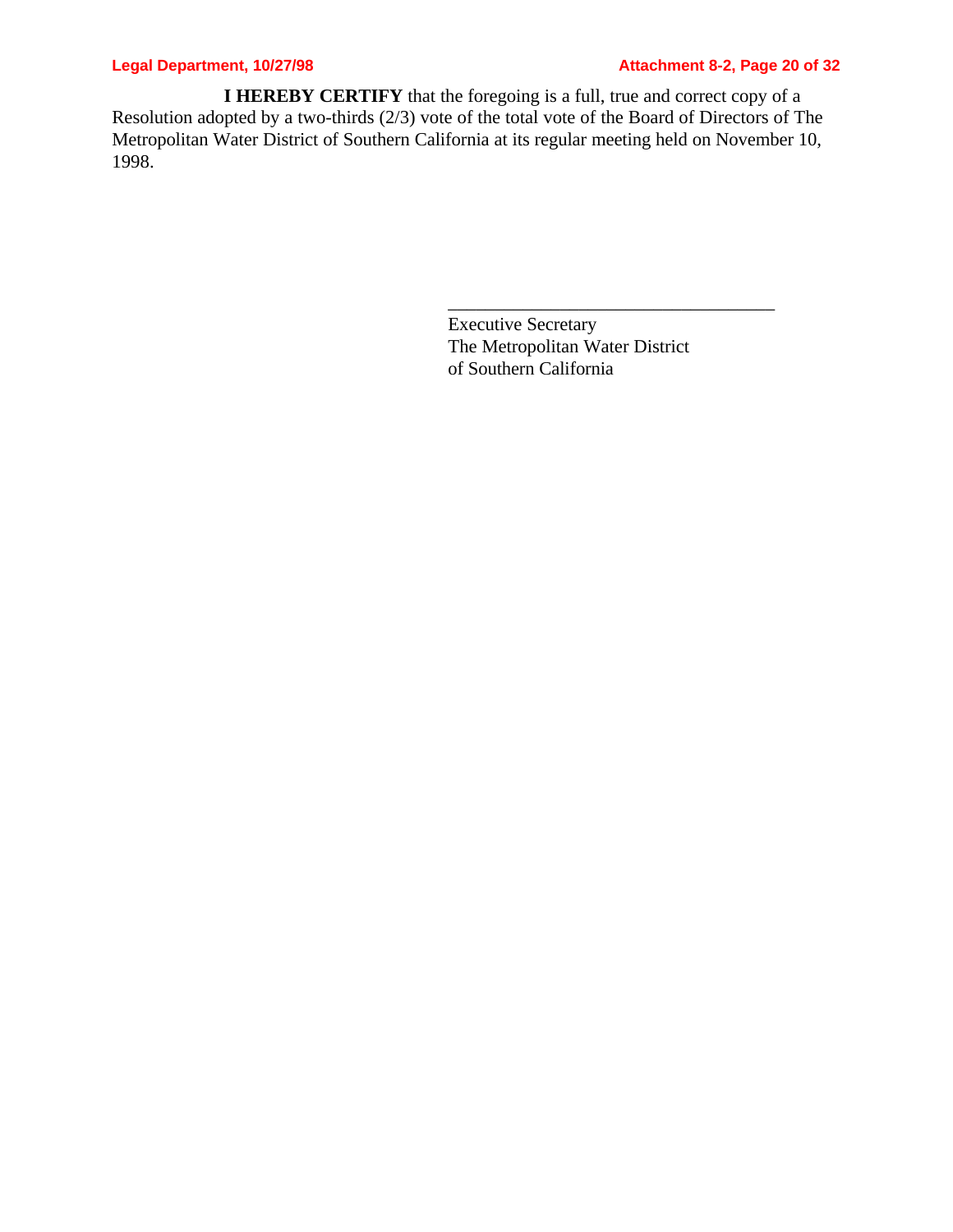**I HEREBY CERTIFY** that the foregoing is a full, true and correct copy of a Resolution adopted by a two-thirds (2/3) vote of the total vote of the Board of Directors of The Metropolitan Water District of Southern California at its regular meeting held on November 10, 1998.

\_\_\_\_\_\_\_\_\_\_\_\_\_\_\_\_\_\_\_\_\_\_\_\_\_\_\_\_\_\_\_\_\_\_\_\_

Executive Secretary
The Metropolitan Water District
of Southern California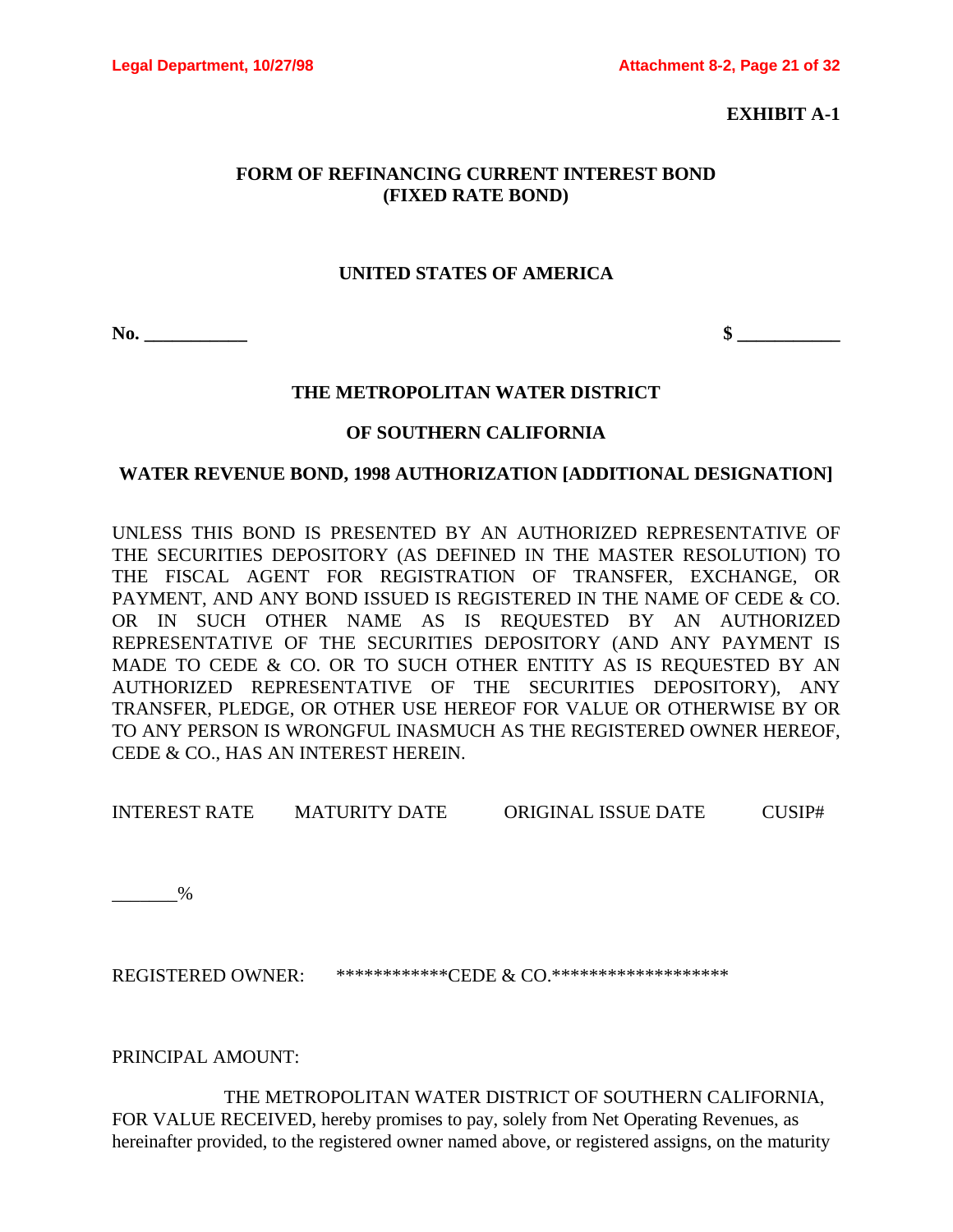**EXHIBIT A-1**

**FORM OF REFINANCING CURRENT INTEREST BOND**
**(FIXED RATE BOND)**

**UNITED STATES OF AMERICA**

**No. ___________** **$ ___________**

**THE METROPOLITAN WATER DISTRICT**

**OF SOUTHERN CALIFORNIA**

**WATER REVENUE BOND, 1998 AUTHORIZATION [ADDITIONAL DESIGNATION]**

UNLESS THIS BOND IS PRESENTED BY AN AUTHORIZED REPRESENTATIVE OF THE SECURITIES DEPOSITORY (AS DEFINED IN THE MASTER RESOLUTION) TO THE FISCAL AGENT FOR REGISTRATION OF TRANSFER, EXCHANGE, OR PAYMENT, AND ANY BOND ISSUED IS REGISTERED IN THE NAME OF CEDE & CO. OR IN SUCH OTHER NAME AS IS REQUESTED BY AN AUTHORIZED REPRESENTATIVE OF THE SECURITIES DEPOSITORY (AND ANY PAYMENT IS MADE TO CEDE & CO. OR TO SUCH OTHER ENTITY AS IS REQUESTED BY AN AUTHORIZED REPRESENTATIVE OF THE SECURITIES DEPOSITORY), ANY TRANSFER, PLEDGE, OR OTHER USE HEREOF FOR VALUE OR OTHERWISE BY OR TO ANY PERSON IS WRONGFUL INASMUCH AS THE REGISTERED OWNER HEREOF, CEDE & CO., HAS AN INTEREST HEREIN.

| INTEREST RATE | MATURITY DATE | ORIGINAL ISSUE DATE | CUSIP# |
|---|---|---|---|
| _______% | | | |

REGISTERED OWNER: ************CEDE & CO.*******************

PRINCIPAL AMOUNT:

THE METROPOLITAN WATER DISTRICT OF SOUTHERN CALIFORNIA, FOR VALUE RECEIVED, hereby promises to pay, solely from Net Operating Revenues, as hereinafter provided, to the registered owner named above, or registered assigns, on the maturity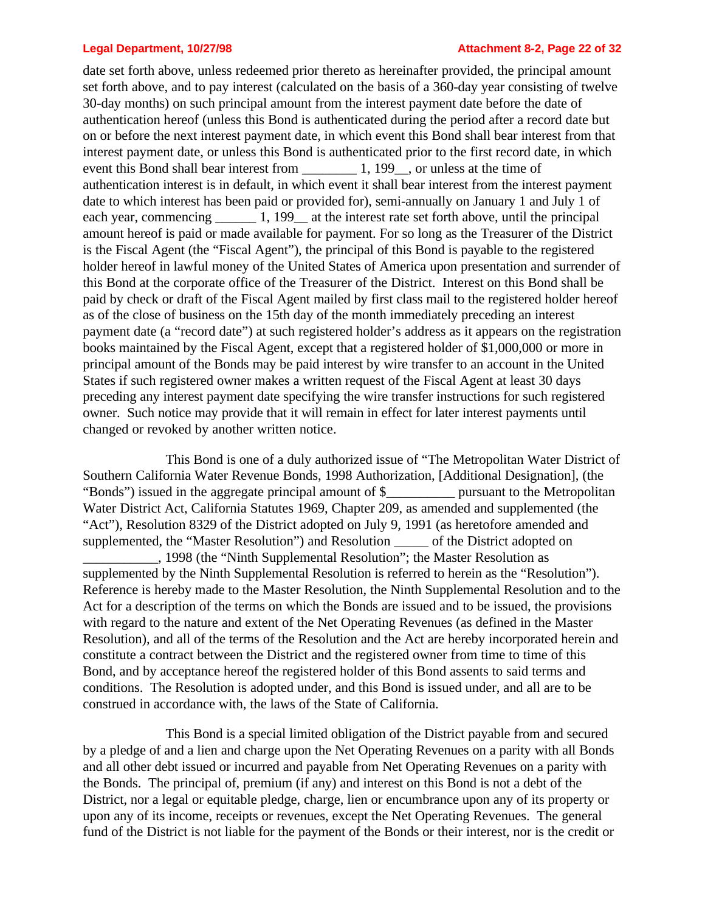date set forth above, unless redeemed prior thereto as hereinafter provided, the principal amount set forth above, and to pay interest (calculated on the basis of a 360-day year consisting of twelve 30-day months) on such principal amount from the interest payment date before the date of authentication hereof (unless this Bond is authenticated during the period after a record date but on or before the next interest payment date, in which event this Bond shall bear interest from that interest payment date, or unless this Bond is authenticated prior to the first record date, in which event this Bond shall bear interest from ________ 1, 199__, or unless at the time of authentication interest is in default, in which event it shall bear interest from the interest payment date to which interest has been paid or provided for), semi-annually on January 1 and July 1 of each year, commencing ______ 1, 199__ at the interest rate set forth above, until the principal amount hereof is paid or made available for payment. For so long as the Treasurer of the District is the Fiscal Agent (the "Fiscal Agent"), the principal of this Bond is payable to the registered holder hereof in lawful money of the United States of America upon presentation and surrender of this Bond at the corporate office of the Treasurer of the District. Interest on this Bond shall be paid by check or draft of the Fiscal Agent mailed by first class mail to the registered holder hereof as of the close of business on the 15th day of the month immediately preceding an interest payment date (a "record date") at such registered holder's address as it appears on the registration books maintained by the Fiscal Agent, except that a registered holder of $1,000,000 or more in principal amount of the Bonds may be paid interest by wire transfer to an account in the United States if such registered owner makes a written request of the Fiscal Agent at least 30 days preceding any interest payment date specifying the wire transfer instructions for such registered owner. Such notice may provide that it will remain in effect for later interest payments until changed or revoked by another written notice.

This Bond is one of a duly authorized issue of "The Metropolitan Water District of Southern California Water Revenue Bonds, 1998 Authorization, [Additional Designation], (the "Bonds") issued in the aggregate principal amount of $__________ pursuant to the Metropolitan Water District Act, California Statutes 1969, Chapter 209, as amended and supplemented (the "Act"), Resolution 8329 of the District adopted on July 9, 1991 (as heretofore amended and supplemented, the "Master Resolution") and Resolution _____ of the District adopted on ___________, 1998 (the "Ninth Supplemental Resolution"; the Master Resolution as supplemented by the Ninth Supplemental Resolution is referred to herein as the "Resolution"). Reference is hereby made to the Master Resolution, the Ninth Supplemental Resolution and to the Act for a description of the terms on which the Bonds are issued and to be issued, the provisions with regard to the nature and extent of the Net Operating Revenues (as defined in the Master Resolution), and all of the terms of the Resolution and the Act are hereby incorporated herein and constitute a contract between the District and the registered owner from time to time of this Bond, and by acceptance hereof the registered holder of this Bond assents to said terms and conditions. The Resolution is adopted under, and this Bond is issued under, and all are to be construed in accordance with, the laws of the State of California.

This Bond is a special limited obligation of the District payable from and secured by a pledge of and a lien and charge upon the Net Operating Revenues on a parity with all Bonds and all other debt issued or incurred and payable from Net Operating Revenues on a parity with the Bonds. The principal of, premium (if any) and interest on this Bond is not a debt of the District, nor a legal or equitable pledge, charge, lien or encumbrance upon any of its property or upon any of its income, receipts or revenues, except the Net Operating Revenues. The general fund of the District is not liable for the payment of the Bonds or their interest, nor is the credit or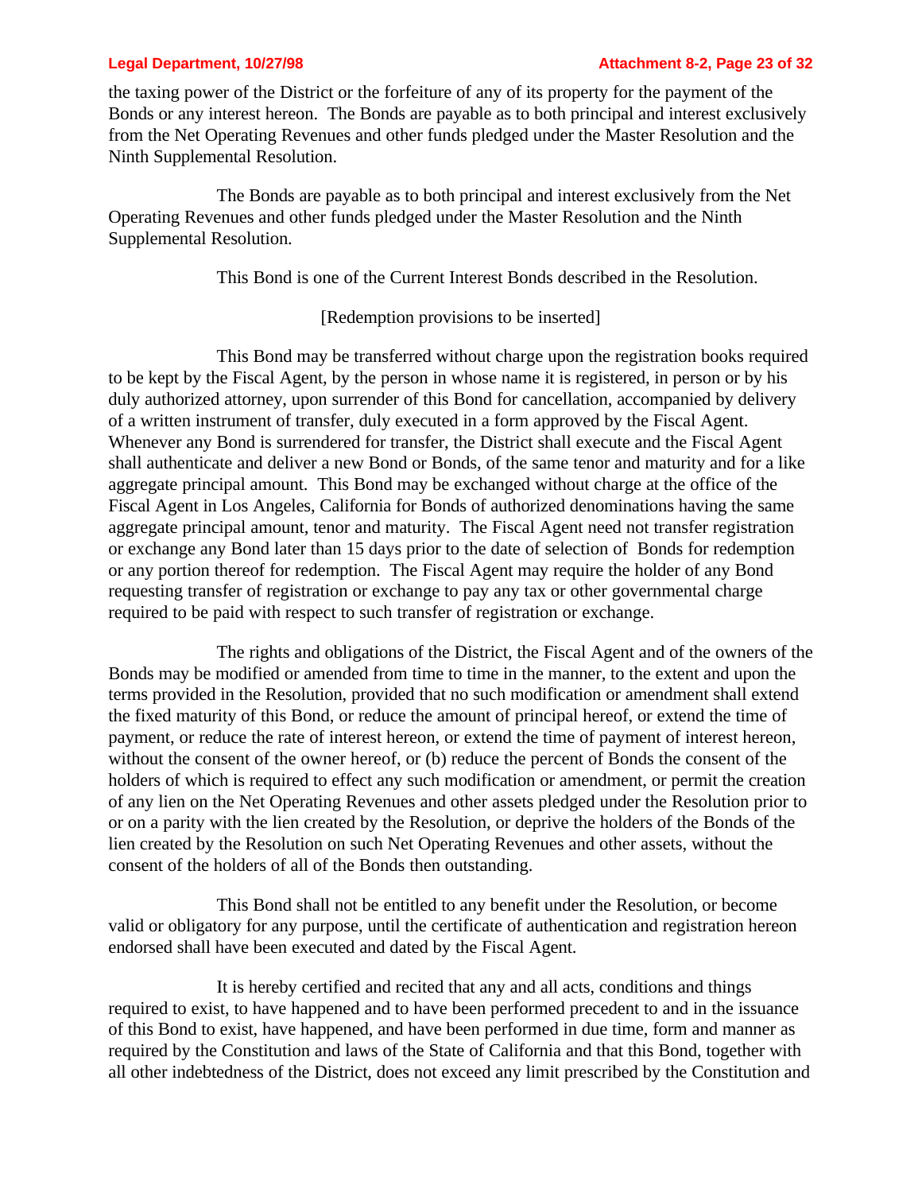the taxing power of the District or the forfeiture of any of its property for the payment of the Bonds or any interest hereon. The Bonds are payable as to both principal and interest exclusively from the Net Operating Revenues and other funds pledged under the Master Resolution and the Ninth Supplemental Resolution.

The Bonds are payable as to both principal and interest exclusively from the Net Operating Revenues and other funds pledged under the Master Resolution and the Ninth Supplemental Resolution.

This Bond is one of the Current Interest Bonds described in the Resolution.

[Redemption provisions to be inserted]

This Bond may be transferred without charge upon the registration books required to be kept by the Fiscal Agent, by the person in whose name it is registered, in person or by his duly authorized attorney, upon surrender of this Bond for cancellation, accompanied by delivery of a written instrument of transfer, duly executed in a form approved by the Fiscal Agent. Whenever any Bond is surrendered for transfer, the District shall execute and the Fiscal Agent shall authenticate and deliver a new Bond or Bonds, of the same tenor and maturity and for a like aggregate principal amount. This Bond may be exchanged without charge at the office of the Fiscal Agent in Los Angeles, California for Bonds of authorized denominations having the same aggregate principal amount, tenor and maturity. The Fiscal Agent need not transfer registration or exchange any Bond later than 15 days prior to the date of selection of Bonds for redemption or any portion thereof for redemption. The Fiscal Agent may require the holder of any Bond requesting transfer of registration or exchange to pay any tax or other governmental charge required to be paid with respect to such transfer of registration or exchange.

The rights and obligations of the District, the Fiscal Agent and of the owners of the Bonds may be modified or amended from time to time in the manner, to the extent and upon the terms provided in the Resolution, provided that no such modification or amendment shall extend the fixed maturity of this Bond, or reduce the amount of principal hereof, or extend the time of payment, or reduce the rate of interest hereon, or extend the time of payment of interest hereon, without the consent of the owner hereof, or (b) reduce the percent of Bonds the consent of the holders of which is required to effect any such modification or amendment, or permit the creation of any lien on the Net Operating Revenues and other assets pledged under the Resolution prior to or on a parity with the lien created by the Resolution, or deprive the holders of the Bonds of the lien created by the Resolution on such Net Operating Revenues and other assets, without the consent of the holders of all of the Bonds then outstanding.

This Bond shall not be entitled to any benefit under the Resolution, or become valid or obligatory for any purpose, until the certificate of authentication and registration hereon endorsed shall have been executed and dated by the Fiscal Agent.

It is hereby certified and recited that any and all acts, conditions and things required to exist, to have happened and to have been performed precedent to and in the issuance of this Bond to exist, have happened, and have been performed in due time, form and manner as required by the Constitution and laws of the State of California and that this Bond, together with all other indebtedness of the District, does not exceed any limit prescribed by the Constitution and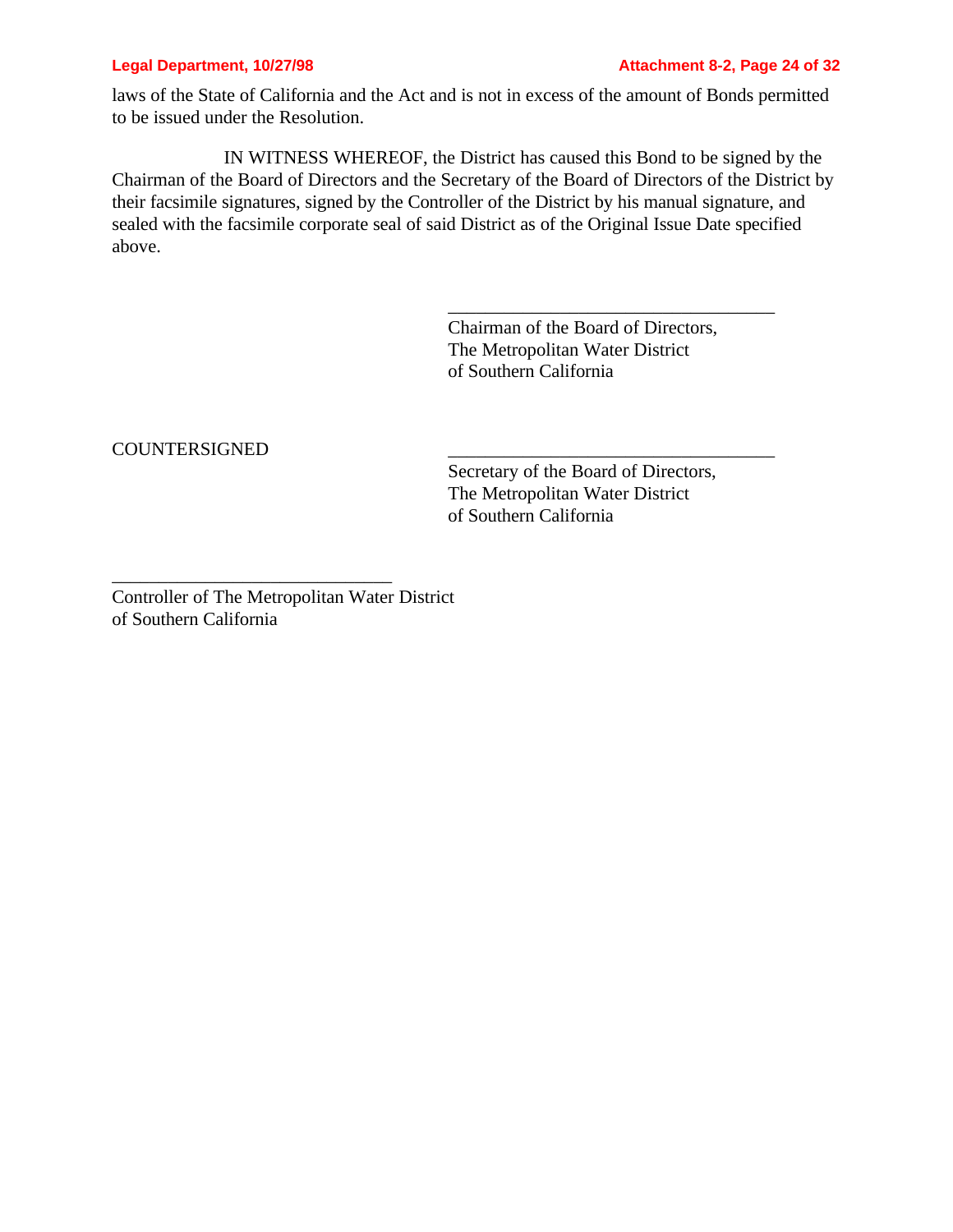laws of the State of California and the Act and is not in excess of the amount of Bonds permitted to be issued under the Resolution.

IN WITNESS WHEREOF, the District has caused this Bond to be signed by the Chairman of the Board of Directors and the Secretary of the Board of Directors of the District by their facsimile signatures, signed by the Controller of the District by his manual signature, and sealed with the facsimile corporate seal of said District as of the Original Issue Date specified above.

\_\_\_\_\_\_\_\_\_\_\_\_\_\_\_\_\_\_\_\_\_\_\_\_\_\_\_\_\_\_\_\_\_\_\_\_
Chairman of the Board of Directors,
The Metropolitan Water District
of Southern California

COUNTERSIGNED

\_\_\_\_\_\_\_\_\_\_\_\_\_\_\_\_\_\_\_\_\_\_\_\_\_\_\_\_\_\_\_\_\_\_\_\_
Secretary of the Board of Directors,
The Metropolitan Water District
of Southern California

\_\_\_\_\_\_\_\_\_\_\_\_\_\_\_\_\_\_\_\_\_\_\_\_\_\_\_\_\_\_\_
Controller of The Metropolitan Water District
of Southern California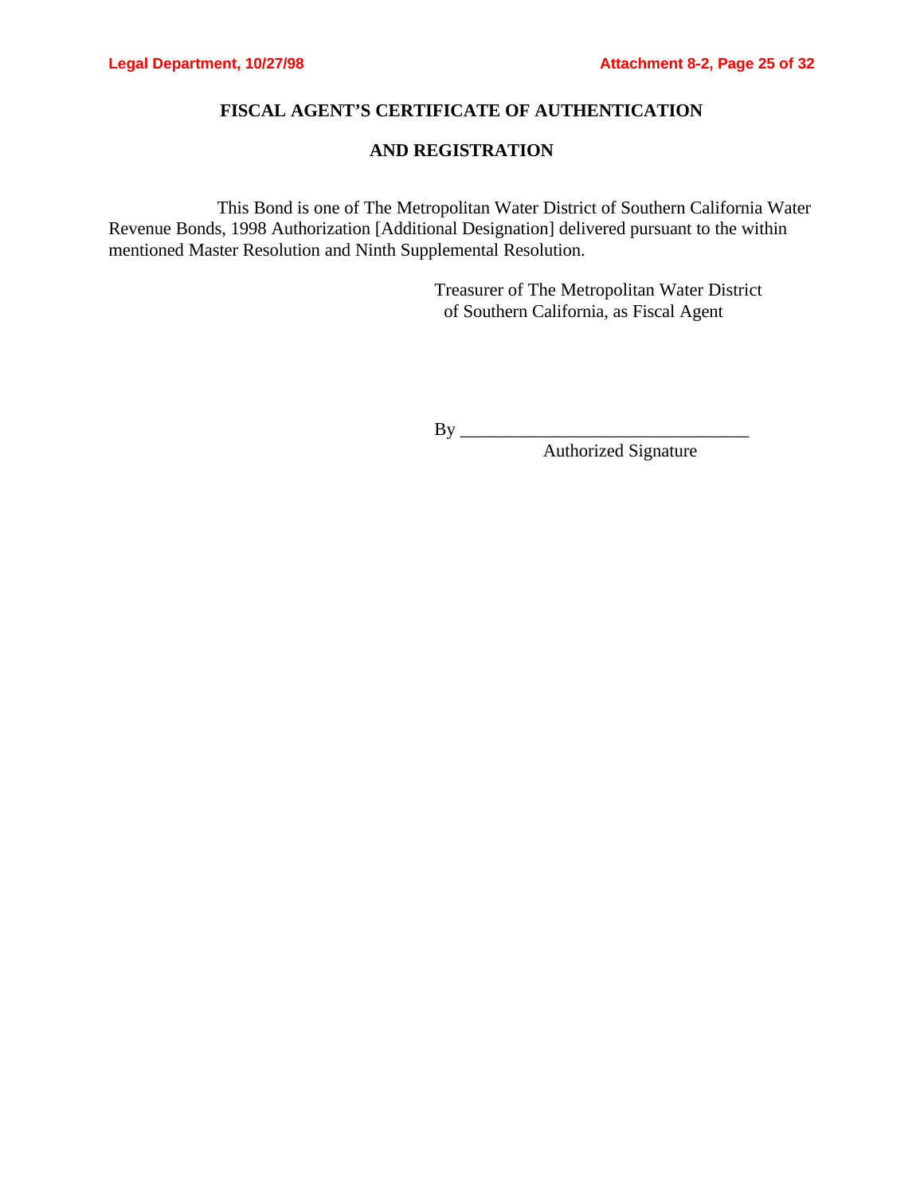## FISCAL AGENT'S CERTIFICATE OF AUTHENTICATION

## AND REGISTRATION

This Bond is one of The Metropolitan Water District of Southern California Water Revenue Bonds, 1998 Authorization [Additional Designation] delivered pursuant to the within mentioned Master Resolution and Ninth Supplemental Resolution.

Treasurer of The Metropolitan Water District of Southern California, as Fiscal Agent

By _________________________________
Authorized Signature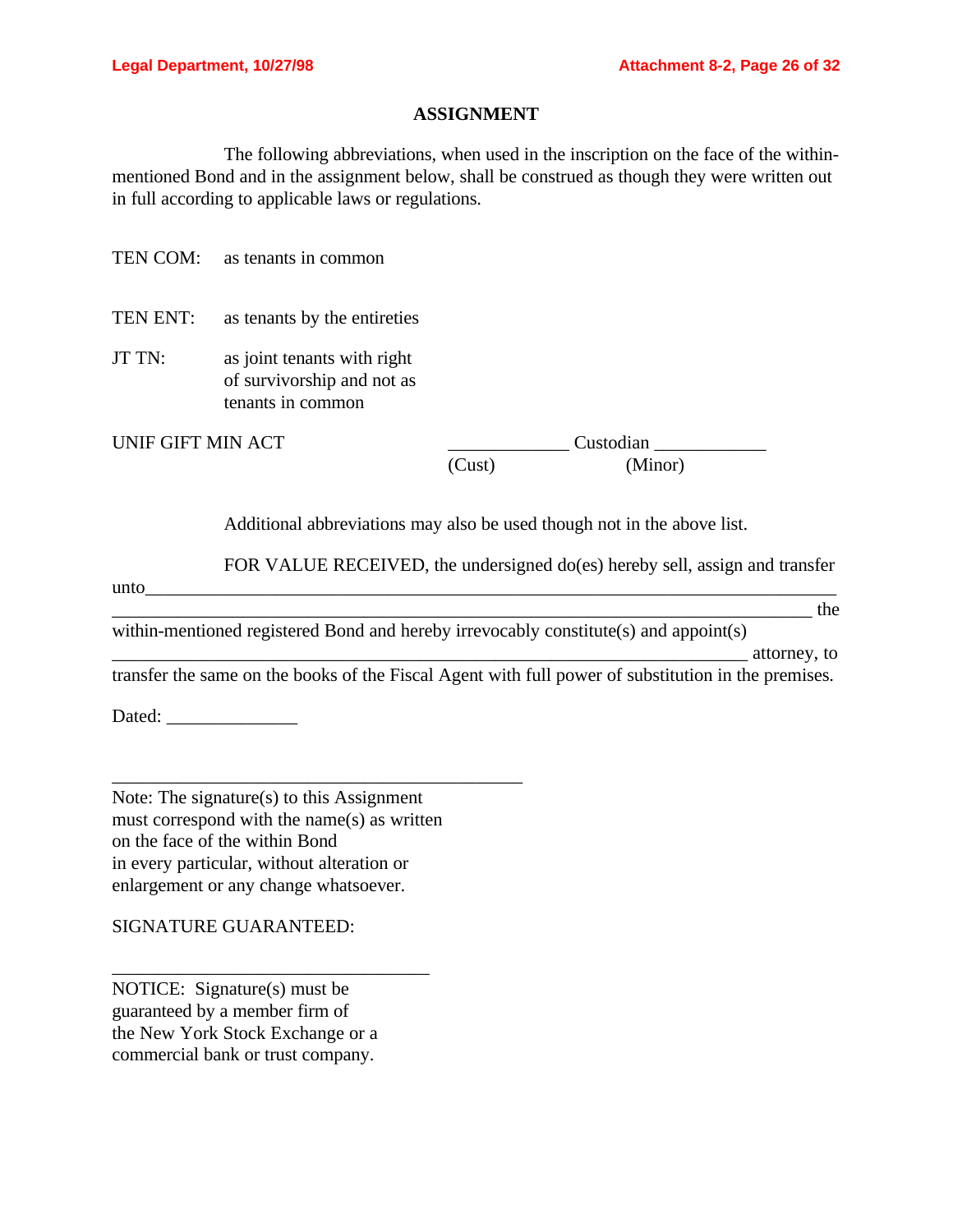## ASSIGNMENT

The following abbreviations, when used in the inscription on the face of the within-mentioned Bond and in the assignment below, shall be construed as though they were written out in full according to applicable laws or regulations.

TEN COM: as tenants in common

TEN ENT: as tenants by the entireties

JT TN: as joint tenants with right of survivorship and not as tenants in common

UNIF GIFT MIN ACT _____________ Custodian ____________
(Cust) (Minor)

Additional abbreviations may also be used though not in the above list.

FOR VALUE RECEIVED, the undersigned do(es) hereby sell, assign and transfer unto___________________________________________________________________________
____________________________________________________________________________ the within-mentioned registered Bond and hereby irrevocably constitute(s) and appoint(s) ______________________________________________________________________ attorney, to transfer the same on the books of the Fiscal Agent with full power of substitution in the premises.

Dated: ______________

_____________________________________________

Note: The signature(s) to this Assignment must correspond with the name(s) as written on the face of the within Bond in every particular, without alteration or enlargement or any change whatsoever.

SIGNATURE GUARANTEED:

__________________________________

NOTICE: Signature(s) must be guaranteed by a member firm of the New York Stock Exchange or a commercial bank or trust company.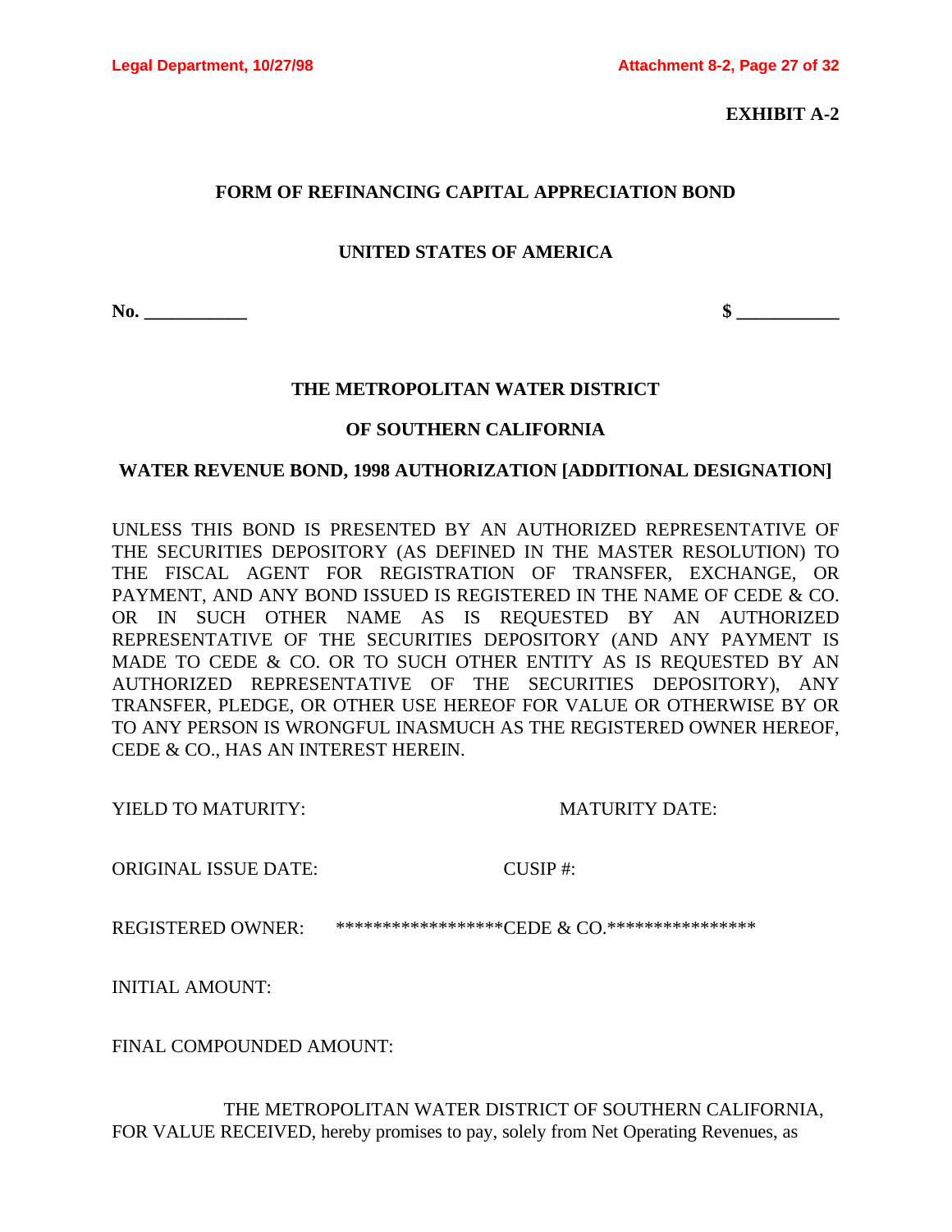**EXHIBIT A-2**

## FORM OF REFINANCING CAPITAL APPRECIATION BOND

### UNITED STATES OF AMERICA

**No. ___________** **$ ___________**

### THE METROPOLITAN WATER DISTRICT

### OF SOUTHERN CALIFORNIA

### WATER REVENUE BOND, 1998 AUTHORIZATION [ADDITIONAL DESIGNATION]

UNLESS THIS BOND IS PRESENTED BY AN AUTHORIZED REPRESENTATIVE OF THE SECURITIES DEPOSITORY (AS DEFINED IN THE MASTER RESOLUTION) TO THE FISCAL AGENT FOR REGISTRATION OF TRANSFER, EXCHANGE, OR PAYMENT, AND ANY BOND ISSUED IS REGISTERED IN THE NAME OF CEDE & CO. OR IN SUCH OTHER NAME AS IS REQUESTED BY AN AUTHORIZED REPRESENTATIVE OF THE SECURITIES DEPOSITORY (AND ANY PAYMENT IS MADE TO CEDE & CO. OR TO SUCH OTHER ENTITY AS IS REQUESTED BY AN AUTHORIZED REPRESENTATIVE OF THE SECURITIES DEPOSITORY), ANY TRANSFER, PLEDGE, OR OTHER USE HEREOF FOR VALUE OR OTHERWISE BY OR TO ANY PERSON IS WRONGFUL INASMUCH AS THE REGISTERED OWNER HEREOF, CEDE & CO., HAS AN INTEREST HEREIN.

YIELD TO MATURITY: MATURITY DATE:

ORIGINAL ISSUE DATE: CUSIP #:

REGISTERED OWNER: ******************CEDE & CO.****************

INITIAL AMOUNT:

FINAL COMPOUNDED AMOUNT:

THE METROPOLITAN WATER DISTRICT OF SOUTHERN CALIFORNIA, FOR VALUE RECEIVED, hereby promises to pay, solely from Net Operating Revenues, as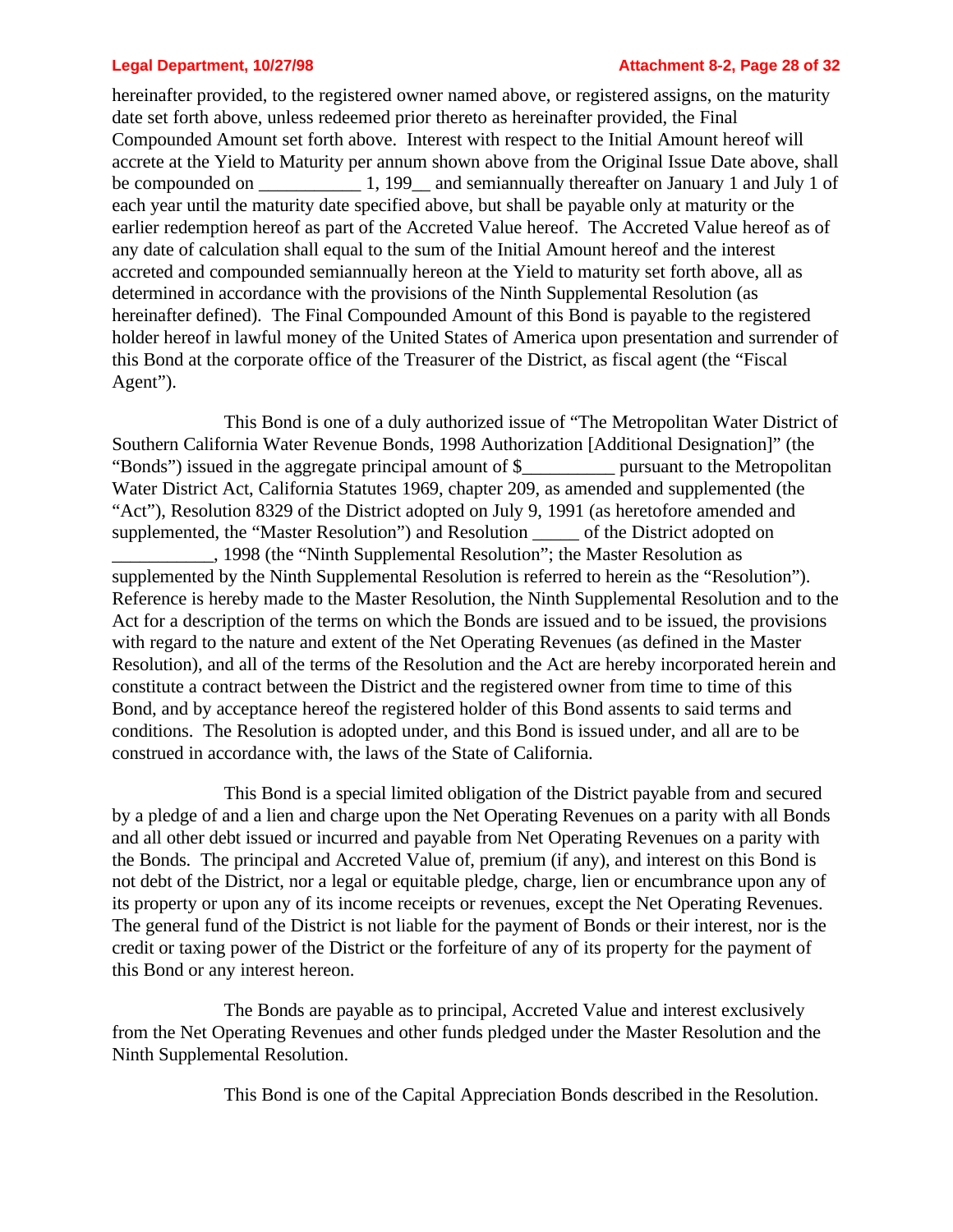hereinafter provided, to the registered owner named above, or registered assigns, on the maturity date set forth above, unless redeemed prior thereto as hereinafter provided, the Final Compounded Amount set forth above. Interest with respect to the Initial Amount hereof will accrete at the Yield to Maturity per annum shown above from the Original Issue Date above, shall be compounded on ___________ 1, 199__ and semiannually thereafter on January 1 and July 1 of each year until the maturity date specified above, but shall be payable only at maturity or the earlier redemption hereof as part of the Accreted Value hereof. The Accreted Value hereof as of any date of calculation shall equal to the sum of the Initial Amount hereof and the interest accreted and compounded semiannually hereon at the Yield to maturity set forth above, all as determined in accordance with the provisions of the Ninth Supplemental Resolution (as hereinafter defined). The Final Compounded Amount of this Bond is payable to the registered holder hereof in lawful money of the United States of America upon presentation and surrender of this Bond at the corporate office of the Treasurer of the District, as fiscal agent (the "Fiscal Agent").

This Bond is one of a duly authorized issue of "The Metropolitan Water District of Southern California Water Revenue Bonds, 1998 Authorization [Additional Designation]" (the "Bonds") issued in the aggregate principal amount of $__________ pursuant to the Metropolitan Water District Act, California Statutes 1969, chapter 209, as amended and supplemented (the "Act"), Resolution 8329 of the District adopted on July 9, 1991 (as heretofore amended and supplemented, the "Master Resolution") and Resolution _____ of the District adopted on ___________, 1998 (the "Ninth Supplemental Resolution"; the Master Resolution as supplemented by the Ninth Supplemental Resolution is referred to herein as the "Resolution"). Reference is hereby made to the Master Resolution, the Ninth Supplemental Resolution and to the Act for a description of the terms on which the Bonds are issued and to be issued, the provisions with regard to the nature and extent of the Net Operating Revenues (as defined in the Master Resolution), and all of the terms of the Resolution and the Act are hereby incorporated herein and constitute a contract between the District and the registered owner from time to time of this Bond, and by acceptance hereof the registered holder of this Bond assents to said terms and conditions. The Resolution is adopted under, and this Bond is issued under, and all are to be construed in accordance with, the laws of the State of California.

This Bond is a special limited obligation of the District payable from and secured by a pledge of and a lien and charge upon the Net Operating Revenues on a parity with all Bonds and all other debt issued or incurred and payable from Net Operating Revenues on a parity with the Bonds. The principal and Accreted Value of, premium (if any), and interest on this Bond is not debt of the District, nor a legal or equitable pledge, charge, lien or encumbrance upon any of its property or upon any of its income receipts or revenues, except the Net Operating Revenues. The general fund of the District is not liable for the payment of Bonds or their interest, nor is the credit or taxing power of the District or the forfeiture of any of its property for the payment of this Bond or any interest hereon.

The Bonds are payable as to principal, Accreted Value and interest exclusively from the Net Operating Revenues and other funds pledged under the Master Resolution and the Ninth Supplemental Resolution.

This Bond is one of the Capital Appreciation Bonds described in the Resolution.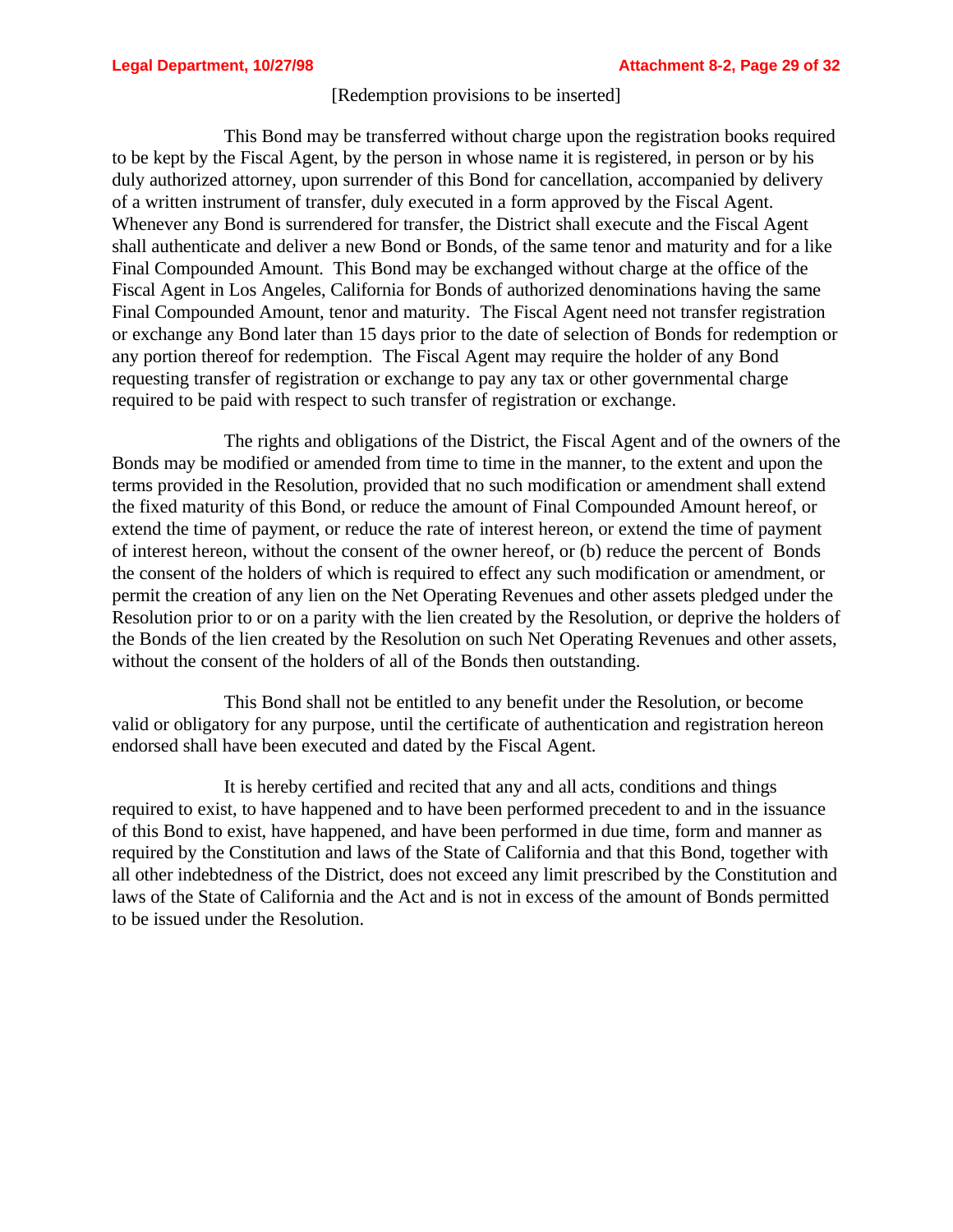[Redemption provisions to be inserted]

This Bond may be transferred without charge upon the registration books required to be kept by the Fiscal Agent, by the person in whose name it is registered, in person or by his duly authorized attorney, upon surrender of this Bond for cancellation, accompanied by delivery of a written instrument of transfer, duly executed in a form approved by the Fiscal Agent. Whenever any Bond is surrendered for transfer, the District shall execute and the Fiscal Agent shall authenticate and deliver a new Bond or Bonds, of the same tenor and maturity and for a like Final Compounded Amount. This Bond may be exchanged without charge at the office of the Fiscal Agent in Los Angeles, California for Bonds of authorized denominations having the same Final Compounded Amount, tenor and maturity. The Fiscal Agent need not transfer registration or exchange any Bond later than 15 days prior to the date of selection of Bonds for redemption or any portion thereof for redemption. The Fiscal Agent may require the holder of any Bond requesting transfer of registration or exchange to pay any tax or other governmental charge required to be paid with respect to such transfer of registration or exchange.

The rights and obligations of the District, the Fiscal Agent and of the owners of the Bonds may be modified or amended from time to time in the manner, to the extent and upon the terms provided in the Resolution, provided that no such modification or amendment shall extend the fixed maturity of this Bond, or reduce the amount of Final Compounded Amount hereof, or extend the time of payment, or reduce the rate of interest hereon, or extend the time of payment of interest hereon, without the consent of the owner hereof, or (b) reduce the percent of Bonds the consent of the holders of which is required to effect any such modification or amendment, or permit the creation of any lien on the Net Operating Revenues and other assets pledged under the Resolution prior to or on a parity with the lien created by the Resolution, or deprive the holders of the Bonds of the lien created by the Resolution on such Net Operating Revenues and other assets, without the consent of the holders of all of the Bonds then outstanding.

This Bond shall not be entitled to any benefit under the Resolution, or become valid or obligatory for any purpose, until the certificate of authentication and registration hereon endorsed shall have been executed and dated by the Fiscal Agent.

It is hereby certified and recited that any and all acts, conditions and things required to exist, to have happened and to have been performed precedent to and in the issuance of this Bond to exist, have happened, and have been performed in due time, form and manner as required by the Constitution and laws of the State of California and that this Bond, together with all other indebtedness of the District, does not exceed any limit prescribed by the Constitution and laws of the State of California and the Act and is not in excess of the amount of Bonds permitted to be issued under the Resolution.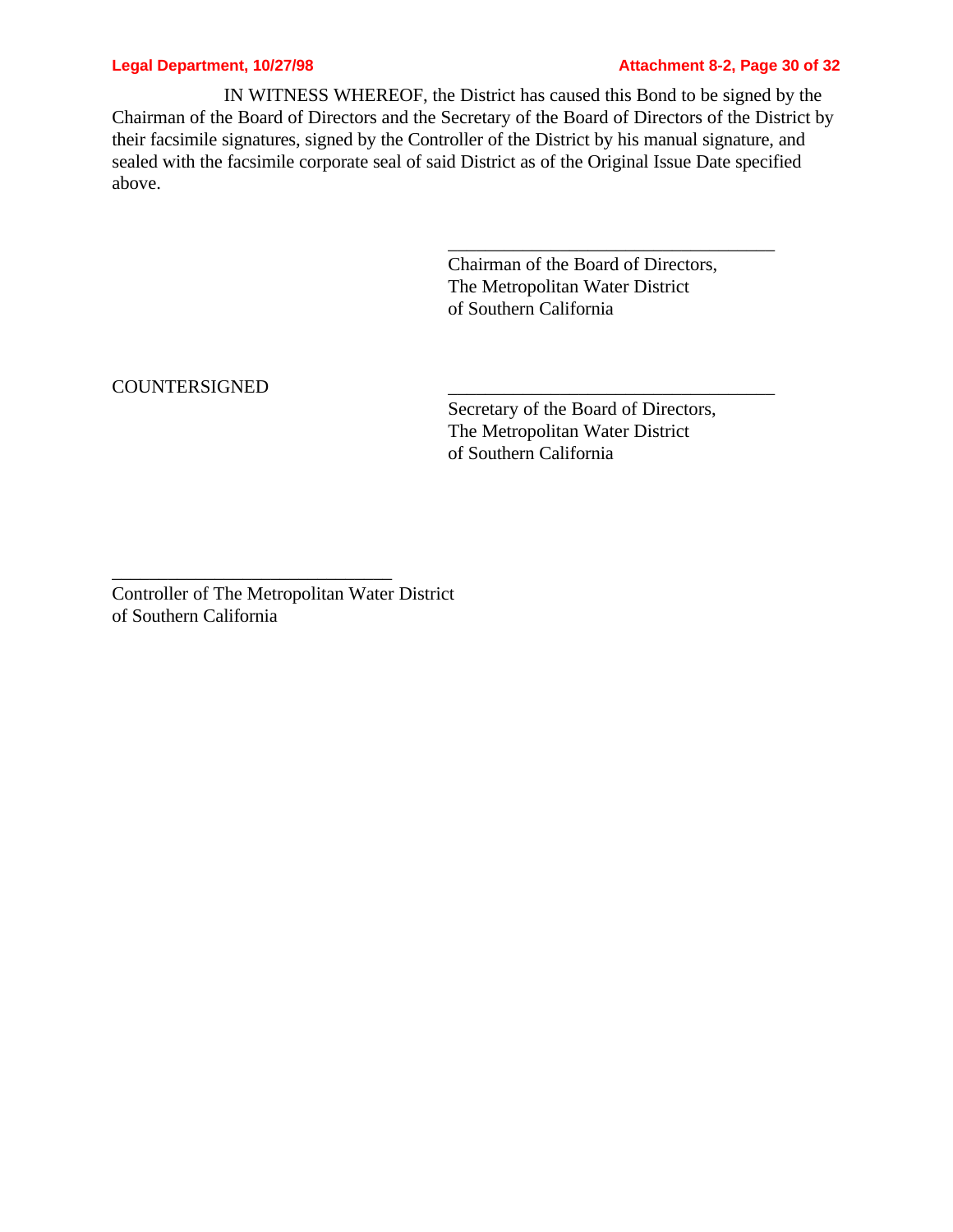IN WITNESS WHEREOF, the District has caused this Bond to be signed by the Chairman of the Board of Directors and the Secretary of the Board of Directors of the District by their facsimile signatures, signed by the Controller of the District by his manual signature, and sealed with the facsimile corporate seal of said District as of the Original Issue Date specified above.

\_\_\_\_\_\_\_\_\_\_\_\_\_\_\_\_\_\_\_\_\_\_\_\_\_\_\_\_\_\_\_\_\_\_\_
Chairman of the Board of Directors,
The Metropolitan Water District
of Southern California

COUNTERSIGNED

\_\_\_\_\_\_\_\_\_\_\_\_\_\_\_\_\_\_\_\_\_\_\_\_\_\_\_\_\_\_\_\_\_\_\_
Secretary of the Board of Directors,
The Metropolitan Water District
of Southern California

\_\_\_\_\_\_\_\_\_\_\_\_\_\_\_\_\_\_\_\_\_\_\_\_\_\_\_\_\_\_
Controller of The Metropolitan Water District
of Southern California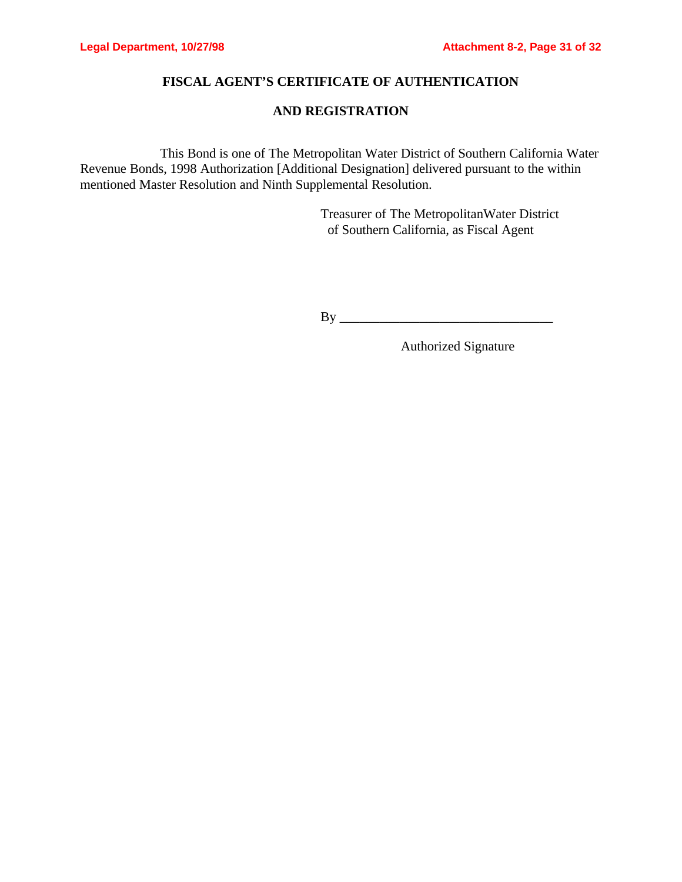## FISCAL AGENT'S CERTIFICATE OF AUTHENTICATION

## AND REGISTRATION

This Bond is one of The Metropolitan Water District of Southern California Water Revenue Bonds, 1998 Authorization [Additional Designation] delivered pursuant to the within mentioned Master Resolution and Ninth Supplemental Resolution.

Treasurer of The MetropolitanWater District
of Southern California, as Fiscal Agent

By ________________________________

Authorized Signature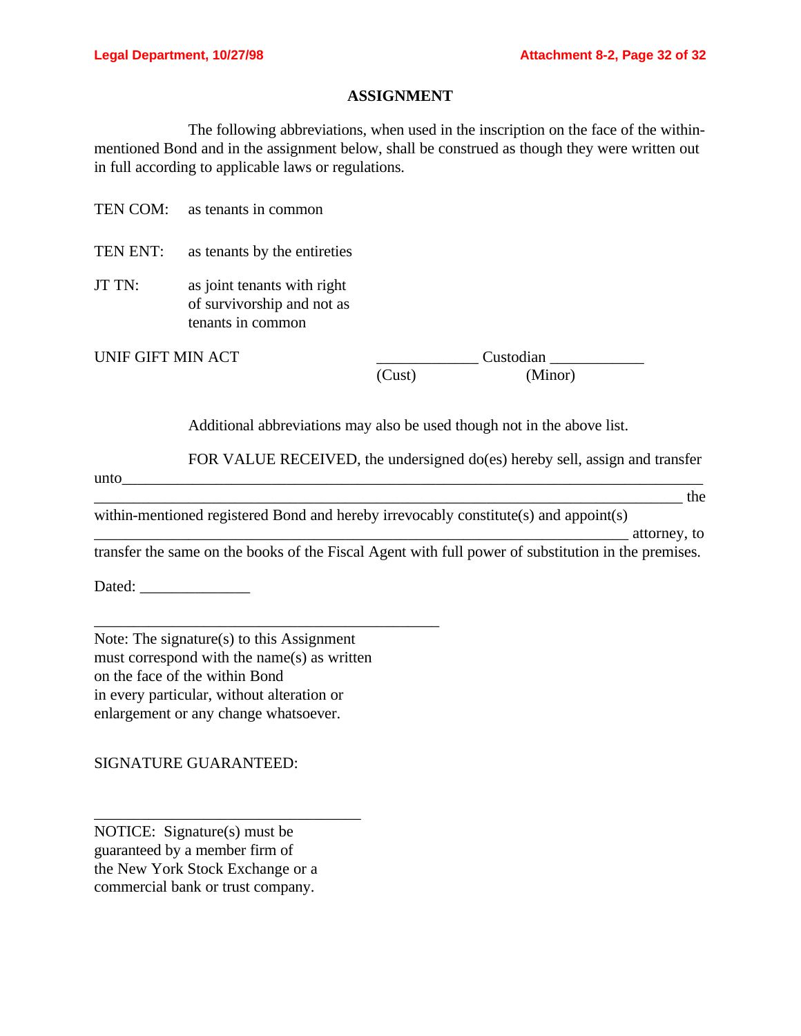## ASSIGNMENT

The following abbreviations, when used in the inscription on the face of the within-mentioned Bond and in the assignment below, shall be construed as though they were written out in full according to applicable laws or regulations.

| | |
|---|---|
| TEN COM: | as tenants in common |
| TEN ENT: | as tenants by the entireties |
| JT TN: | as joint tenants with right of survivorship and not as tenants in common |

UNIF GIFT MIN ACT ____________ Custodian ____________
(Cust) (Minor)

Additional abbreviations may also be used though not in the above list.

FOR VALUE RECEIVED, the undersigned do(es) hereby sell, assign and transfer unto________________________________________________________________________
_______________________________________________________________________ the within-mentioned registered Bond and hereby irrevocably constitute(s) and appoint(s) _______________________________________________________________ attorney, to transfer the same on the books of the Fiscal Agent with full power of substitution in the premises.

Dated: ______________

__________________________________________

Note: The signature(s) to this Assignment must correspond with the name(s) as written on the face of the within Bond in every particular, without alteration or enlargement or any change whatsoever.

SIGNATURE GUARANTEED:

________________________________

NOTICE: Signature(s) must be guaranteed by a member firm of the New York Stock Exchange or a commercial bank or trust company.